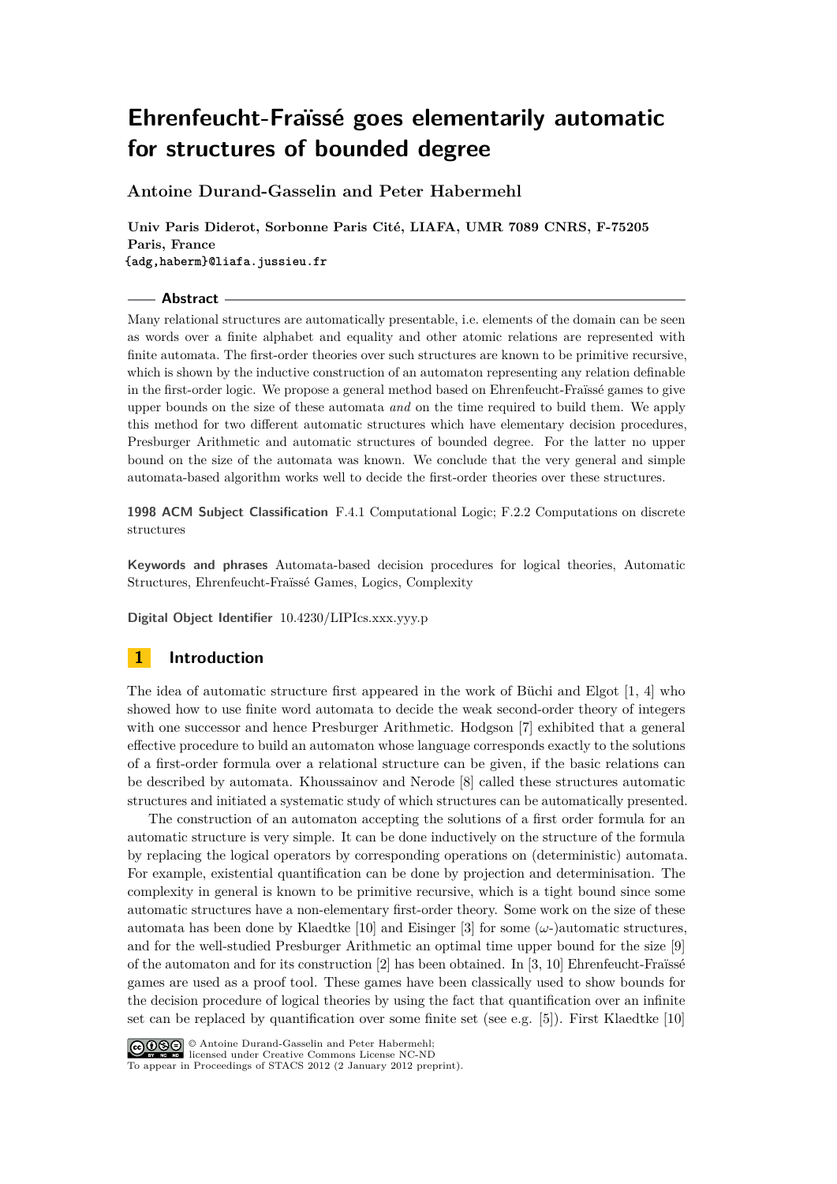# Ehrenfeucht-Fraïssé goes elementarily automatic for structures of bounded degree

**Antoine Durand-Gasselin and Peter Habermehl**

**Univ Paris Diderot, Sorbonne Paris Cité, LIAFA, UMR 7089 CNRS, F-75205 Paris, France**
`{adg,haberm}@liafa.jussieu.fr`

## Abstract

Many relational structures are automatically presentable, i.e. elements of the domain can be seen as words over a finite alphabet and equality and other atomic relations are represented with finite automata. The first-order theories over such structures are known to be primitive recursive, which is shown by the inductive construction of an automaton representing any relation definable in the first-order logic. We propose a general method based on Ehrenfeucht-Fraïssé games to give upper bounds on the size of these automata *and* on the time required to build them. We apply this method for two different automatic structures which have elementary decision procedures, Presburger Arithmetic and automatic structures of bounded degree. For the latter no upper bound on the size of the automata was known. We conclude that the very general and simple automata-based algorithm works well to decide the first-order theories over these structures.

**1998 ACM Subject Classification** F.4.1 Computational Logic; F.2.2 Computations on discrete structures

**Keywords and phrases** Automata-based decision procedures for logical theories, Automatic Structures, Ehrenfeucht-Fraïssé Games, Logics, Complexity

**Digital Object Identifier** 10.4230/LIPIcs.xxx.yyy.p

## 1 Introduction

The idea of automatic structure first appeared in the work of Büchi and Elgot [1, 4] who showed how to use finite word automata to decide the weak second-order theory of integers with one successor and hence Presburger Arithmetic. Hodgson [7] exhibited that a general effective procedure to build an automaton whose language corresponds exactly to the solutions of a first-order formula over a relational structure can be given, if the basic relations can be described by automata. Khoussainov and Nerode [8] called these structures automatic structures and initiated a systematic study of which structures can be automatically presented.

The construction of an automaton accepting the solutions of a first order formula for an automatic structure is very simple. It can be done inductively on the structure of the formula by replacing the logical operators by corresponding operations on (deterministic) automata. For example, existential quantification can be done by projection and determinisation. The complexity in general is known to be primitive recursive, which is a tight bound since some automatic structures have a non-elementary first-order theory. Some work on the size of these automata has been done by Klaedtke [10] and Eisinger [3] for some ($\omega$-)automatic structures, and for the well-studied Presburger Arithmetic an optimal time upper bound for the size [9] of the automaton and for its construction [2] has been obtained. In [3, 10] Ehrenfeucht-Fraïssé games are used as a proof tool. These games have been classically used to show bounds for the decision procedure of logical theories by using the fact that quantification over an infinite set can be replaced by quantification over some finite set (see e.g. [5]). First Klaedtke [10]

© Antoine Durand-Gasselin and Peter Habermehl;
licensed under Creative Commons License NC-ND
To appear in Proceedings of STACS 2012 (2 January 2012 preprint).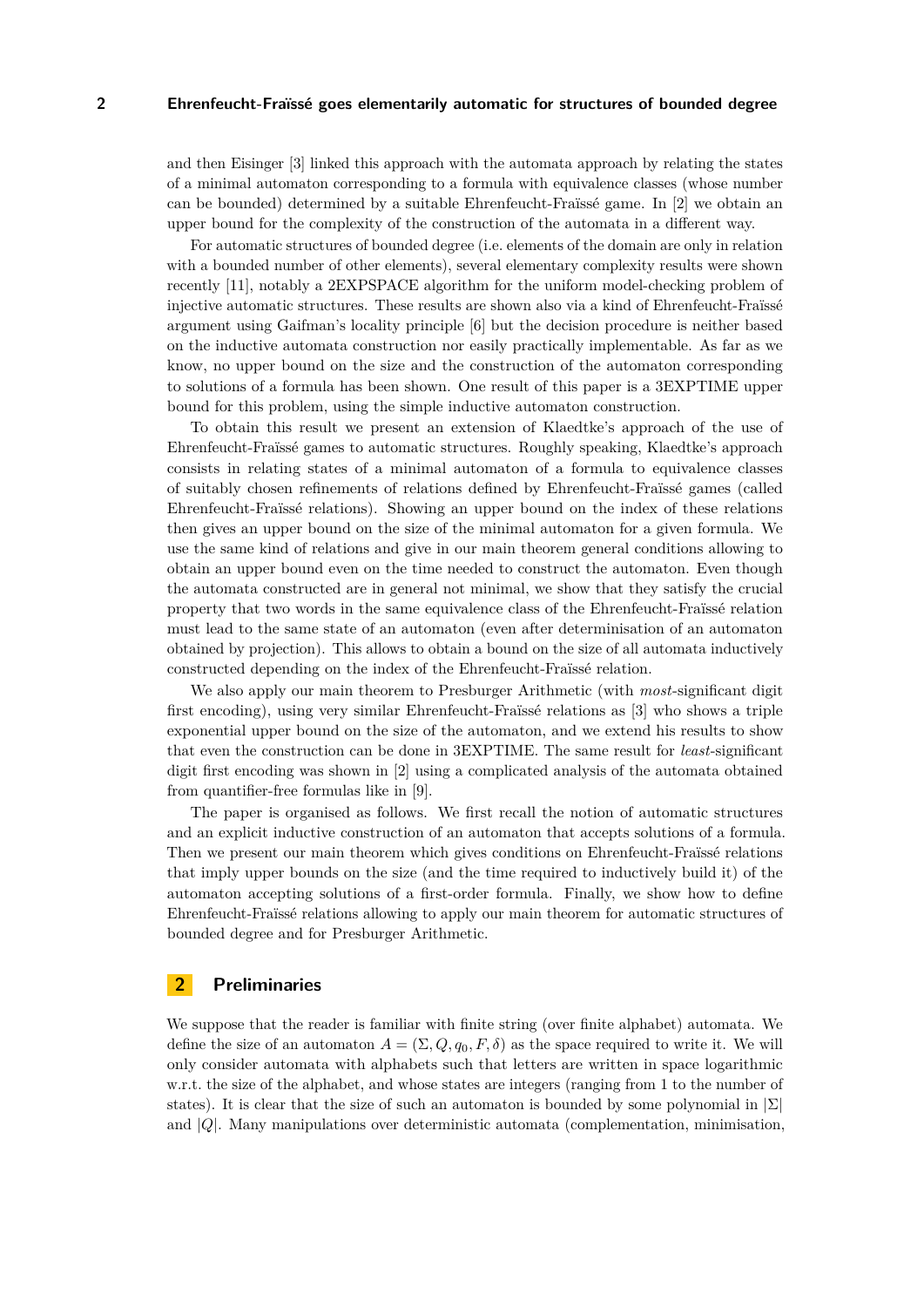and then Eisinger [3] linked this approach with the automata approach by relating the states of a minimal automaton corresponding to a formula with equivalence classes (whose number can be bounded) determined by a suitable Ehrenfeucht-Fraïssé game. In [2] we obtain an upper bound for the complexity of the construction of the automata in a different way.

For automatic structures of bounded degree (i.e. elements of the domain are only in relation with a bounded number of other elements), several elementary complexity results were shown recently [11], notably a 2EXPSPACE algorithm for the uniform model-checking problem of injective automatic structures. These results are shown also via a kind of Ehrenfeucht-Fraïssé argument using Gaifman's locality principle [6] but the decision procedure is neither based on the inductive automata construction nor easily practically implementable. As far as we know, no upper bound on the size and the construction of the automaton corresponding to solutions of a formula has been shown. One result of this paper is a 3EXPTIME upper bound for this problem, using the simple inductive automaton construction.

To obtain this result we present an extension of Klaedtke's approach of the use of Ehrenfeucht-Fraïssé games to automatic structures. Roughly speaking, Klaedtke's approach consists in relating states of a minimal automaton of a formula to equivalence classes of suitably chosen refinements of relations defined by Ehrenfeucht-Fraïssé games (called Ehrenfeucht-Fraïssé relations). Showing an upper bound on the index of these relations then gives an upper bound on the size of the minimal automaton for a given formula. We use the same kind of relations and give in our main theorem general conditions allowing to obtain an upper bound even on the time needed to construct the automaton. Even though the automata constructed are in general not minimal, we show that they satisfy the crucial property that two words in the same equivalence class of the Ehrenfeucht-Fraïssé relation must lead to the same state of an automaton (even after determinisation of an automaton obtained by projection). This allows to obtain a bound on the size of all automata inductively constructed depending on the index of the Ehrenfeucht-Fraïssé relation.

We also apply our main theorem to Presburger Arithmetic (with *most*-significant digit first encoding), using very similar Ehrenfeucht-Fraïssé relations as [3] who shows a triple exponential upper bound on the size of the automaton, and we extend his results to show that even the construction can be done in 3EXPTIME. The same result for *least*-significant digit first encoding was shown in [2] using a complicated analysis of the automata obtained from quantifier-free formulas like in [9].

The paper is organised as follows. We first recall the notion of automatic structures and an explicit inductive construction of an automaton that accepts solutions of a formula. Then we present our main theorem which gives conditions on Ehrenfeucht-Fraïssé relations that imply upper bounds on the size (and the time required to inductively build it) of the automaton accepting solutions of a first-order formula. Finally, we show how to define Ehrenfeucht-Fraïssé relations allowing to apply our main theorem for automatic structures of bounded degree and for Presburger Arithmetic.

## 2 Preliminaries

We suppose that the reader is familiar with finite string (over finite alphabet) automata. We define the size of an automaton $A = (\Sigma, Q, q_0, F, \delta)$ as the space required to write it. We will only consider automata with alphabets such that letters are written in space logarithmic w.r.t. the size of the alphabet, and whose states are integers (ranging from 1 to the number of states). It is clear that the size of such an automaton is bounded by some polynomial in $|\Sigma|$ and $|Q|$. Many manipulations over deterministic automata (complementation, minimisation,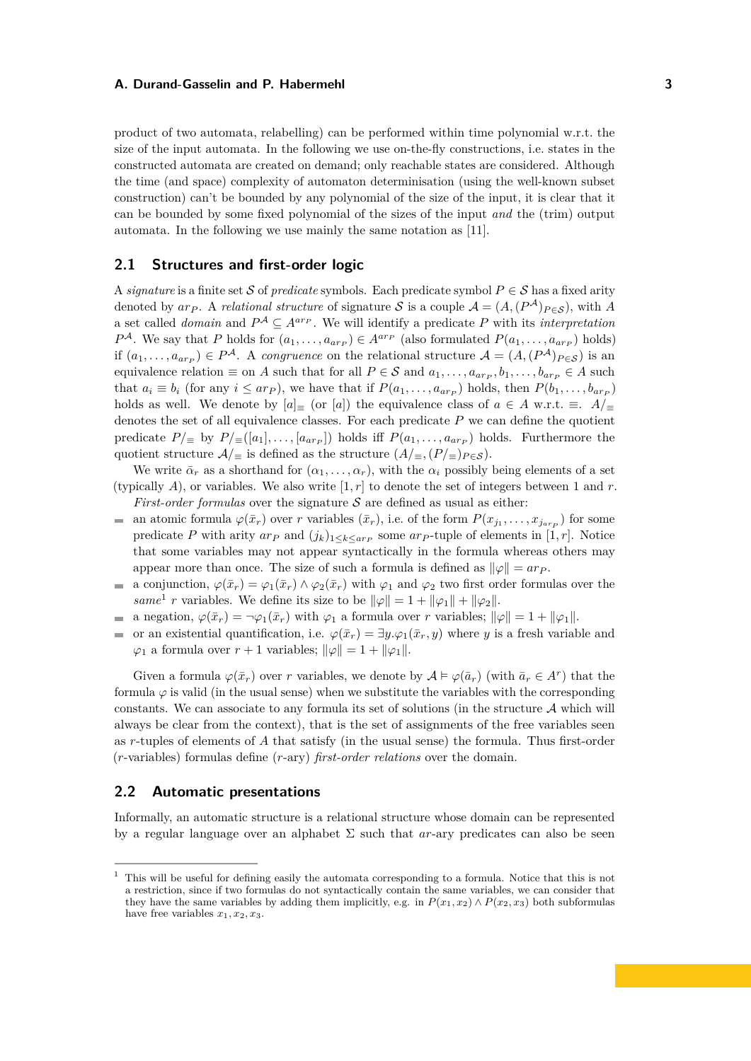product of two automata, relabelling) can be performed within time polynomial w.r.t. the size of the input automata. In the following we use on-the-fly constructions, i.e. states in the constructed automata are created on demand; only reachable states are considered. Although the time (and space) complexity of automaton determinisation (using the well-known subset construction) can't be bounded by any polynomial of the size of the input, it is clear that it can be bounded by some fixed polynomial of the sizes of the input *and* the (trim) output automata. In the following we use mainly the same notation as [11].

## 2.1 Structures and first-order logic

A *signature* is a finite set $\mathcal{S}$ of *predicate* symbols. Each predicate symbol $P \in \mathcal{S}$ has a fixed arity denoted by $ar_P$. A *relational structure* of signature $\mathcal{S}$ is a couple $\mathcal{A} = (A, (P^{\mathcal{A}})_{P\in\mathcal{S}})$, with $A$ a set called *domain* and $P^{\mathcal{A}} \subseteq A^{ar_P}$. We will identify a predicate $P$ with its *interpretation* $P^{\mathcal{A}}$. We say that $P$ holds for $(a_1, \ldots, a_{ar_P}) \in A^{ar_P}$ (also formulated $P(a_1, \ldots, a_{ar_P})$ holds) if $(a_1, \ldots, a_{ar_P}) \in P^{\mathcal{A}}$. A *congruence* on the relational structure $\mathcal{A} = (A, (P^{\mathcal{A}})_{P\in\mathcal{S}})$ is an equivalence relation $\equiv$ on $A$ such that for all $P \in \mathcal{S}$ and $a_1, \ldots, a_{ar_P}, b_1, \ldots, b_{ar_P} \in A$ such that $a_i \equiv b_i$ (for any $i \leq ar_P$), we have that if $P(a_1, \ldots, a_{ar_P})$ holds, then $P(b_1, \ldots, b_{ar_P})$ holds as well. We denote by $[a]_\equiv$ (or $[a]$) the equivalence class of $a \in A$ w.r.t. $\equiv$. $A/_\equiv$ denotes the set of all equivalence classes. For each predicate $P$ we can define the quotient predicate $P/_\equiv$ by $P/_\equiv([a_1], \ldots, [a_{ar_P}])$ holds iff $P(a_1, \ldots, a_{ar_P})$ holds. Furthermore the quotient structure $\mathcal{A}/_\equiv$ is defined as the structure $(A/_\equiv, (P/_\equiv)_{P\in\mathcal{S}})$.

We write $\bar{\alpha}_r$ as a shorthand for $(\alpha_1, \ldots, \alpha_r)$, with the $\alpha_i$ possibly being elements of a set (typically $A$), or variables. We also write $[1, r]$ to denote the set of integers between 1 and $r$.

*First-order formulas* over the signature $\mathcal{S}$ are defined as usual as either:

- an atomic formula $\varphi(\bar{x}_r)$ over $r$ variables $(\bar{x}_r)$, i.e. of the form $P(x_{j_1}, \ldots, x_{j_{ar_P}})$ for some predicate $P$ with arity $ar_P$ and $(j_k)_{1\leq k\leq ar_P}$ some $ar_P$-tuple of elements in $[1, r]$. Notice that some variables may not appear syntactically in the formula whereas others may appear more than once. The size of such a formula is defined as $\|\varphi\| = ar_P$.
- a conjunction, $\varphi(\bar{x}_r) = \varphi_1(\bar{x}_r) \wedge \varphi_2(\bar{x}_r)$ with $\varphi_1$ and $\varphi_2$ two first order formulas over the *same*[1] $r$ variables. We define its size to be $\|\varphi\| = 1 + \|\varphi_1\| + \|\varphi_2\|$.
- a negation, $\varphi(\bar{x}_r) = \neg\varphi_1(\bar{x}_r)$ with $\varphi_1$ a formula over $r$ variables; $\|\varphi\| = 1 + \|\varphi_1\|$.
- or an existential quantification, i.e. $\varphi(\bar{x}_r) = \exists y.\varphi_1(\bar{x}_r, y)$ where $y$ is a fresh variable and $\varphi_1$ a formula over $r+1$ variables; $\|\varphi\| = 1 + \|\varphi_1\|$.

Given a formula $\varphi(\bar{x}_r)$ over $r$ variables, we denote by $\mathcal{A} \models \varphi(\bar{a}_r)$ (with $\bar{a}_r \in A^r$) that the formula $\varphi$ is valid (in the usual sense) when we substitute the variables with the corresponding constants. We can associate to any formula its set of solutions (in the structure $\mathcal{A}$ which will always be clear from the context), that is the set of assignments of the free variables seen as $r$-tuples of elements of $A$ that satisfy (in the usual sense) the formula. Thus first-order ($r$-variables) formulas define ($r$-ary) *first-order relations* over the domain.

## 2.2 Automatic presentations

Informally, an automatic structure is a relational structure whose domain can be represented by a regular language over an alphabet $\Sigma$ such that $ar$-ary predicates can also be seen

[1] This will be useful for defining easily the automata corresponding to a formula. Notice that this is not a restriction, since if two formulas do not syntactically contain the same variables, we can consider that they have the same variables by adding them implicitly, e.g. in $P(x_1, x_2) \wedge P(x_2, x_3)$ both subformulas have free variables $x_1, x_2, x_3$.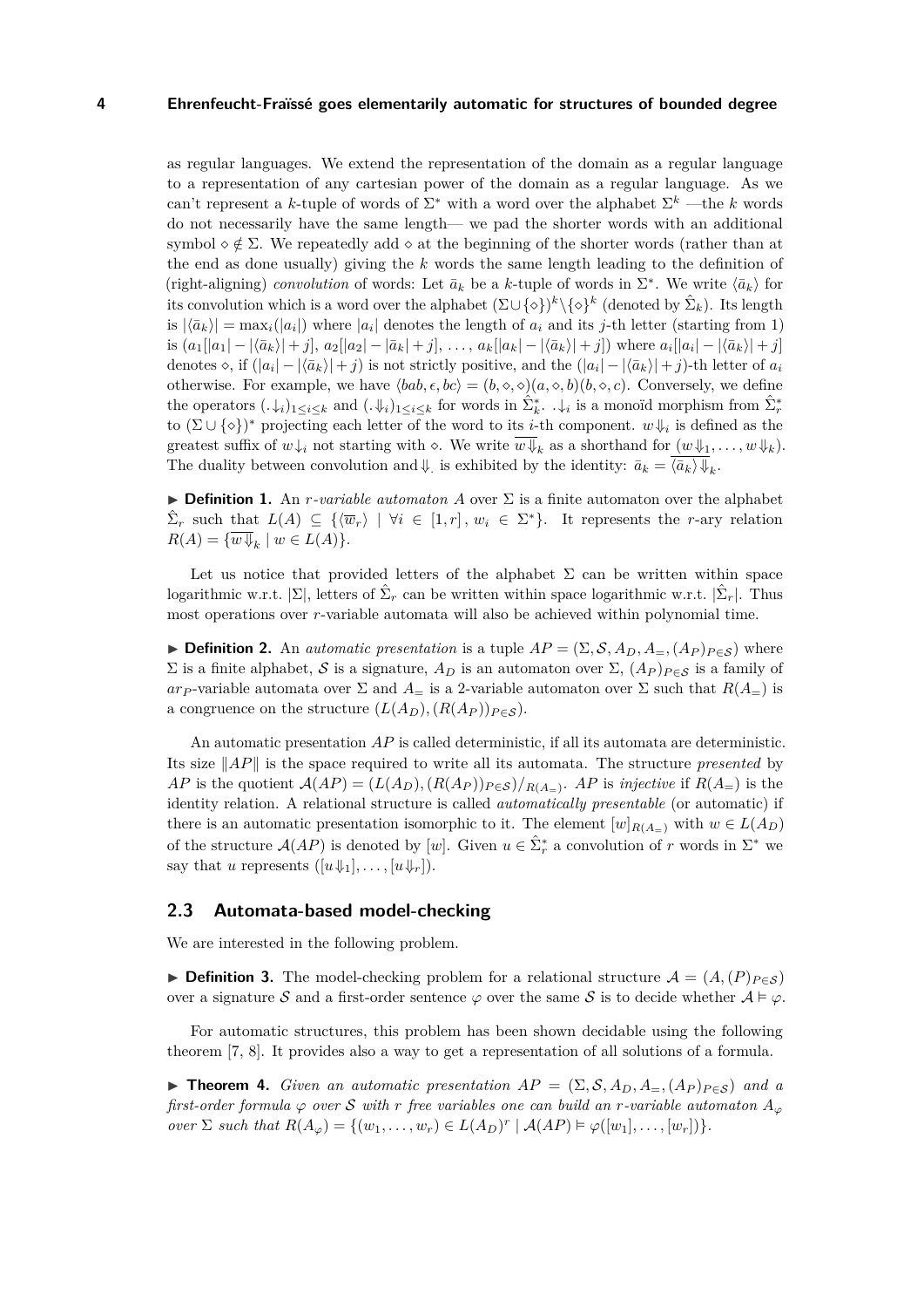as regular languages. We extend the representation of the domain as a regular language to a representation of any cartesian power of the domain as a regular language. As we can't represent a $k$-tuple of words of $\Sigma^*$ with a word over the alphabet $\Sigma^k$ —the $k$ words do not necessarily have the same length— we pad the shorter words with an additional symbol $\diamond \notin \Sigma$. We repeatedly add $\diamond$ at the beginning of the shorter words (rather than at the end as done usually) giving the $k$ words the same length leading to the definition of (right-aligning) *convolution* of words: Let $\bar{a}_k$ be a $k$-tuple of words in $\Sigma^*$. We write $\langle \bar{a}_k \rangle$ for its convolution which is a word over the alphabet $(\Sigma \cup \{\diamond\})^k \backslash \{\diamond\}^k$ (denoted by $\hat{\Sigma}_k$). Its length is $|\langle \bar{a}_k \rangle| = \max_i(|a_i|)$ where $|a_i|$ denotes the length of $a_i$ and its $j$-th letter (starting from 1) is $(a_1[|a_1| - |\langle \bar{a}_k \rangle| + j],\ a_2[|a_2| - |\bar{a}_k| + j],\ \ldots,\ a_k[|a_k| - |\langle \bar{a}_k \rangle| + j])$ where $a_i[|a_i| - |\langle \bar{a}_k \rangle| + j]$ denotes $\diamond$, if $(|a_i| - |\langle \bar{a}_k \rangle| + j)$ is not strictly positive, and the $(|a_i| - |\langle \bar{a}_k \rangle| + j)$-th letter of $a_i$ otherwise. For example, we have $\langle bab, \epsilon, bc \rangle = (b, \diamond, \diamond)(a, \diamond, b)(b, \diamond, c)$. Conversely, we define the operators $(.\downarrow_i)_{1 \leq i \leq k}$ and $(.\Downarrow_i)_{1 \leq i \leq k}$ for words in $\hat{\Sigma}_k^*$. $.\downarrow_i$ is a monoïd morphism from $\hat{\Sigma}_r^*$ to $(\Sigma \cup \{\diamond\})^*$ projecting each letter of the word to its $i$-th component. $w\Downarrow_i$ is defined as the greatest suffix of $w\downarrow_i$ not starting with $\diamond$. We write $\overline{w\Downarrow_k}$ as a shorthand for $(w\Downarrow_1, \ldots, w\Downarrow_k)$. The duality between convolution and $\Downarrow_.$ is exhibited by the identity: $\bar{a}_k = \overline{\langle \bar{a}_k \rangle \Downarrow_k}$.

▶ **Definition 1.** An *$r$-variable automaton* $A$ over $\Sigma$ is a finite automaton over the alphabet $\hat{\Sigma}_r$ such that $L(A) \subseteq \{\langle \overline{w}_r \rangle \mid \forall i \in [1, r],\ w_i \in \Sigma^*\}$. It represents the $r$-ary relation $R(A) = \{\overline{w\Downarrow_k} \mid w \in L(A)\}$.

Let us notice that provided letters of the alphabet $\Sigma$ can be written within space logarithmic w.r.t. $|\Sigma|$, letters of $\hat{\Sigma}_r$ can be written within space logarithmic w.r.t. $|\hat{\Sigma}_r|$. Thus most operations over $r$-variable automata will also be achieved within polynomial time.

▶ **Definition 2.** An *automatic presentation* is a tuple $AP = (\Sigma, \mathcal{S}, A_D, A_=, (A_P)_{P \in \mathcal{S}})$ where $\Sigma$ is a finite alphabet, $\mathcal{S}$ is a signature, $A_D$ is an automaton over $\Sigma$, $(A_P)_{P \in \mathcal{S}}$ is a family of $ar_P$-variable automata over $\Sigma$ and $A_=$ is a 2-variable automaton over $\Sigma$ such that $R(A_=)$ is a congruence on the structure $(L(A_D), (R(A_P))_{P \in \mathcal{S}})$.

An automatic presentation $AP$ is called deterministic, if all its automata are deterministic. Its size $\|AP\|$ is the space required to write all its automata. The structure *presented* by $AP$ is the quotient $\mathcal{A}(AP) = (L(A_D), (R(A_P))_{P \in \mathcal{S}})/_{R(A_=)}$. $AP$ is *injective* if $R(A_=)$ is the identity relation. A relational structure is called *automatically presentable* (or automatic) if there is an automatic presentation isomorphic to it. The element $[w]_{R(A_=)}$ with $w \in L(A_D)$ of the structure $\mathcal{A}(AP)$ is denoted by $[w]$. Given $u \in \hat{\Sigma}_r^*$ a convolution of $r$ words in $\Sigma^*$ we say that $u$ represents $([u\Downarrow_1], \ldots, [u\Downarrow_r])$.

## 2.3 Automata-based model-checking

We are interested in the following problem.

▶ **Definition 3.** The model-checking problem for a relational structure $\mathcal{A} = (A, (P)_{P \in \mathcal{S}})$ over a signature $\mathcal{S}$ and a first-order sentence $\varphi$ over the same $\mathcal{S}$ is to decide whether $\mathcal{A} \vDash \varphi$.

For automatic structures, this problem has been shown decidable using the following theorem [7, 8]. It provides also a way to get a representation of all solutions of a formula.

▶ **Theorem 4.** *Given an automatic presentation $AP = (\Sigma, \mathcal{S}, A_D, A_=, (A_P)_{P \in \mathcal{S}})$ and a first-order formula $\varphi$ over $\mathcal{S}$ with $r$ free variables one can build an $r$-variable automaton $A_\varphi$ over $\Sigma$ such that $R(A_\varphi) = \{(w_1, \ldots, w_r) \in L(A_D)^r \mid \mathcal{A}(AP) \vDash \varphi([w_1], \ldots, [w_r])\}$.*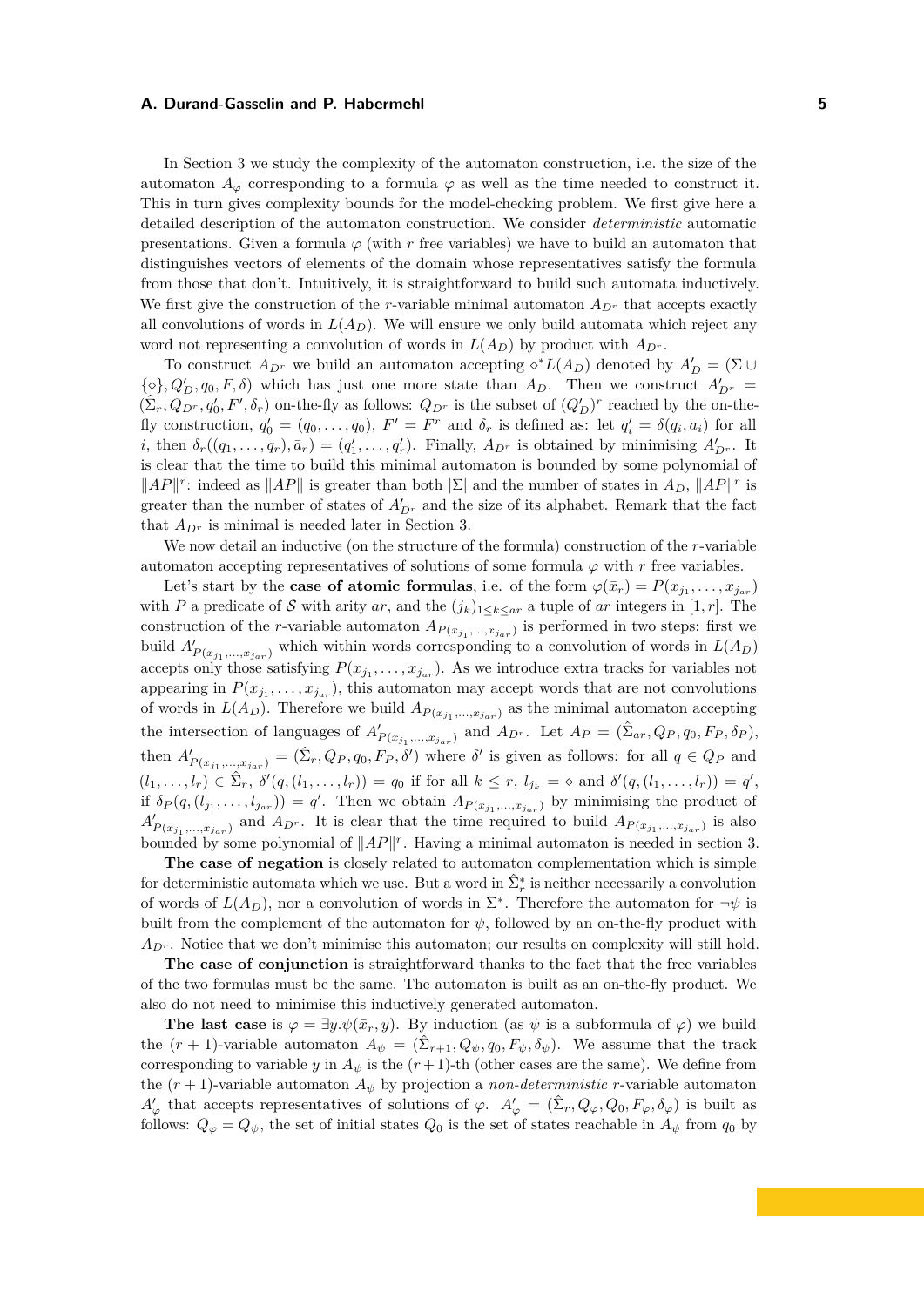In Section 3 we study the complexity of the automaton construction, i.e. the size of the automaton $A_\varphi$ corresponding to a formula $\varphi$ as well as the time needed to construct it. This in turn gives complexity bounds for the model-checking problem. We first give here a detailed description of the automaton construction. We consider *deterministic* automatic presentations. Given a formula $\varphi$ (with $r$ free variables) we have to build an automaton that distinguishes vectors of elements of the domain whose representatives satisfy the formula from those that don't. Intuitively, it is straightforward to build such automata inductively. We first give the construction of the $r$-variable minimal automaton $A_{D^r}$ that accepts exactly all convolutions of words in $L(A_D)$. We will ensure we only build automata which reject any word not representing a convolution of words in $L(A_D)$ by product with $A_{D^r}$.

To construct $A_{D^r}$ we build an automaton accepting $\diamond^* L(A_D)$ denoted by $A'_D = (\Sigma \cup \{\diamond\}, Q'_D, q_0, F, \delta)$ which has just one more state than $A_D$. Then we construct $A'_{D^r} = (\hat{\Sigma}_r, Q_{D^r}, q'_0, F', \delta_r)$ on-the-fly as follows: $Q_{D^r}$ is the subset of $(Q'_D)^r$ reached by the on-the-fly construction, $q'_0 = (q_0, \ldots, q_0)$, $F' = F^r$ and $\delta_r$ is defined as: let $q'_i = \delta(q_i, a_i)$ for all $i$, then $\delta_r((q_1, \ldots, q_r), \bar{a}_r) = (q'_1, \ldots, q'_r)$. Finally, $A_{D^r}$ is obtained by minimising $A'_{D^r}$. It is clear that the time to build this minimal automaton is bounded by some polynomial of $\|AP\|^r$: indeed as $\|AP\|$ is greater than both $|\Sigma|$ and the number of states in $A_D$, $\|AP\|^r$ is greater than the number of states of $A'_{D^r}$ and the size of its alphabet. Remark that the fact that $A_{D^r}$ is minimal is needed later in Section 3.

We now detail an inductive (on the structure of the formula) construction of the $r$-variable automaton accepting representatives of solutions of some formula $\varphi$ with $r$ free variables.

Let's start by the **case of atomic formulas**, i.e. of the form $\varphi(\bar{x}_r) = P(x_{j_1}, \ldots, x_{j_{ar}})$ with $P$ a predicate of $\mathcal{S}$ with arity $ar$, and the $(j_k)_{1 \le k \le ar}$ a tuple of $ar$ integers in $[1, r]$. The construction of the $r$-variable automaton $A_{P(x_{j_1}, \ldots, x_{j_{ar}})}$ is performed in two steps: first we build $A'_{P(x_{j_1}, \ldots, x_{j_{ar}})}$ which within words corresponding to a convolution of words in $L(A_D)$ accepts only those satisfying $P(x_{j_1}, \ldots, x_{j_{ar}})$. As we introduce extra tracks for variables not appearing in $P(x_{j_1}, \ldots, x_{j_{ar}})$, this automaton may accept words that are not convolutions of words in $L(A_D)$. Therefore we build $A_{P(x_{j_1}, \ldots, x_{j_{ar}})}$ as the minimal automaton accepting the intersection of languages of $A'_{P(x_{j_1}, \ldots, x_{j_{ar}})}$ and $A_{D^r}$. Let $A_P = (\hat{\Sigma}_{ar}, Q_P, q_0, F_P, \delta_P)$, then $A'_{P(x_{j_1}, \ldots, x_{j_{ar}})} = (\hat{\Sigma}_r, Q_P, q_0, F_P, \delta')$ where $\delta'$ is given as follows: for all $q \in Q_P$ and $(l_1, \ldots, l_r) \in \hat{\Sigma}_r$, $\delta'(q, (l_1, \ldots, l_r)) = q_0$ if for all $k \le r$, $l_{j_k} = \diamond$ and $\delta'(q, (l_1, \ldots, l_r)) = q'$, if $\delta_P(q, (l_{j_1}, \ldots, l_{j_{ar}})) = q'$. Then we obtain $A_{P(x_{j_1}, \ldots, x_{j_{ar}})}$ by minimising the product of $A'_{P(x_{j_1}, \ldots, x_{j_{ar}})}$ and $A_{D^r}$. It is clear that the time required to build $A_{P(x_{j_1}, \ldots, x_{j_{ar}})}$ is also bounded by some polynomial of $\|AP\|^r$. Having a minimal automaton is needed in section 3.

**The case of negation** is closely related to automaton complementation which is simple for deterministic automata which we use. But a word in $\hat{\Sigma}_r^*$ is neither necessarily a convolution of words of $L(A_D)$, nor a convolution of words in $\Sigma^*$. Therefore the automaton for $\neg\psi$ is built from the complement of the automaton for $\psi$, followed by an on-the-fly product with $A_{D^r}$. Notice that we don't minimise this automaton; our results on complexity will still hold.

**The case of conjunction** is straightforward thanks to the fact that the free variables of the two formulas must be the same. The automaton is built as an on-the-fly product. We also do not need to minimise this inductively generated automaton.

**The last case** is $\varphi = \exists y.\psi(\bar{x}_r, y)$. By induction (as $\psi$ is a subformula of $\varphi$) we build the $(r+1)$-variable automaton $A_\psi = (\hat{\Sigma}_{r+1}, Q_\psi, q_0, F_\psi, \delta_\psi)$. We assume that the track corresponding to variable $y$ in $A_\psi$ is the $(r+1)$-th (other cases are the same). We define from the $(r+1)$-variable automaton $A_\psi$ by projection a *non-deterministic* $r$-variable automaton $A'_\varphi$ that accepts representatives of solutions of $\varphi$. $A'_\varphi = (\hat{\Sigma}_r, Q_\varphi, Q_0, F_\varphi, \delta_\varphi)$ is built as follows: $Q_\varphi = Q_\psi$, the set of initial states $Q_0$ is the set of states reachable in $A_\psi$ from $q_0$ by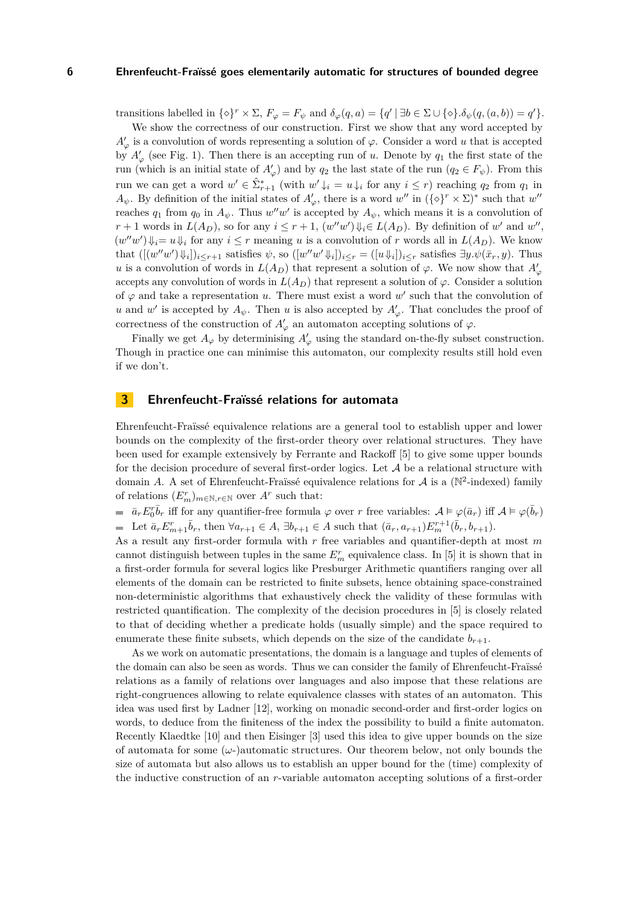transitions labelled in $\{\diamond\}^r \times \Sigma$, $F_\varphi = F_\psi$ and $\delta_\varphi(q, a) = \{q' \mid \exists b \in \Sigma \cup \{\diamond\}.\delta_\psi(q,(a,b)) = q'\}$.

We show the correctness of our construction. First we show that any word accepted by $A'_\varphi$ is a convolution of words representing a solution of $\varphi$. Consider a word $u$ that is accepted by $A'_\varphi$ (see Fig. 1). Then there is an accepting run of $u$. Denote by $q_1$ the first state of the run (which is an initial state of $A'_\varphi$) and by $q_2$ the last state of the run ($q_2 \in F_\psi$). From this run we can get a word $w' \in \hat{\Sigma}^*_{r+1}$ (with $w' \downarrow_i = u\downarrow_i$ for any $i \leq r$) reaching $q_2$ from $q_1$ in $A_\psi$. By definition of the initial states of $A'_\varphi$, there is a word $w''$ in $(\{\diamond\}^r \times \Sigma)^*$ such that $w''$ reaches $q_1$ from $q_0$ in $A_\psi$. Thus $w''w'$ is accepted by $A_\psi$, which means it is a convolution of $r+1$ words in $L(A_D)$, so for any $i \leq r+1$, $(w''w')\Downarrow_i \in L(A_D)$. By definition of $w'$ and $w''$, $(w''w')\Downarrow_i = u\Downarrow_i$ for any $i \leq r$ meaning $u$ is a convolution of $r$ words all in $L(A_D)$. We know that $([(w''w')\Downarrow_i])_{i \leq r+1}$ satisfies $\psi$, so $([w''w'\Downarrow_i])_{i\leq r} = ([u\Downarrow_i])_{i\leq r}$ satisfies $\exists y.\psi(\bar{x}_r, y)$. Thus $u$ is a convolution of words in $L(A_D)$ that represent a solution of $\varphi$. We now show that $A'_\varphi$ accepts any convolution of words in $L(A_D)$ that represent a solution of $\varphi$. Consider a solution of $\varphi$ and take a representation $u$. There must exist a word $w'$ such that the convolution of $u$ and $w'$ is accepted by $A_\psi$. Then $u$ is also accepted by $A'_\varphi$. That concludes the proof of correctness of the construction of $A'_\varphi$ an automaton accepting solutions of $\varphi$.

Finally we get $A_\varphi$ by determinising $A'_\varphi$ using the standard on-the-fly subset construction. Though in practice one can minimise this automaton, our complexity results still hold even if we don't.

## 3 Ehrenfeucht-Fraïssé relations for automata

Ehrenfeucht-Fraïssé equivalence relations are a general tool to establish upper and lower bounds on the complexity of the first-order theory over relational structures. They have been used for example extensively by Ferrante and Rackoff [5] to give some upper bounds for the decision procedure of several first-order logics. Let $\mathcal{A}$ be a relational structure with domain $A$. A set of Ehrenfeucht-Fraïssé equivalence relations for $\mathcal{A}$ is a ($\mathbb{N}^2$-indexed) family of relations $(E^r_m)_{m\in\mathbb{N}, r\in\mathbb{N}}$ over $A^r$ such that:

- $\bar{a}_r E^r_0 \bar{b}_r$ iff for any quantifier-free formula $\varphi$ over $r$ free variables: $\mathcal{A} \vDash \varphi(\bar{a}_r)$ iff $\mathcal{A} \vDash \varphi(\bar{b}_r)$
- Let $\bar{a}_r E^r_{m+1} \bar{b}_r$, then $\forall a_{r+1} \in A$, $\exists b_{r+1} \in A$ such that $(\bar{a}_r, a_{r+1}) E^{r+1}_m (\bar{b}_r, b_{r+1})$.

As a result any first-order formula with $r$ free variables and quantifier-depth at most $m$ cannot distinguish between tuples in the same $E^r_m$ equivalence class. In [5] it is shown that in a first-order formula for several logics like Presburger Arithmetic quantifiers ranging over all elements of the domain can be restricted to finite subsets, hence obtaining space-constrained non-deterministic algorithms that exhaustively check the validity of these formulas with restricted quantification. The complexity of the decision procedures in [5] is closely related to that of deciding whether a predicate holds (usually simple) and the space required to enumerate these finite subsets, which depends on the size of the candidate $b_{r+1}$.

As we work on automatic presentations, the domain is a language and tuples of elements of the domain can also be seen as words. Thus we can consider the family of Ehrenfeucht-Fraïssé relations as a family of relations over languages and also impose that these relations are right-congruences allowing to relate equivalence classes with states of an automaton. This idea was used first by Ladner [12], working on monadic second-order and first-order logics on words, to deduce from the finiteness of the index the possibility to build a finite automaton. Recently Klaedtke [10] and then Eisinger [3] used this idea to give upper bounds on the size of automata for some ($\omega$-)automatic structures. Our theorem below, not only bounds the size of automata but also allows us to establish an upper bound for the (time) complexity of the inductive construction of an $r$-variable automaton accepting solutions of a first-order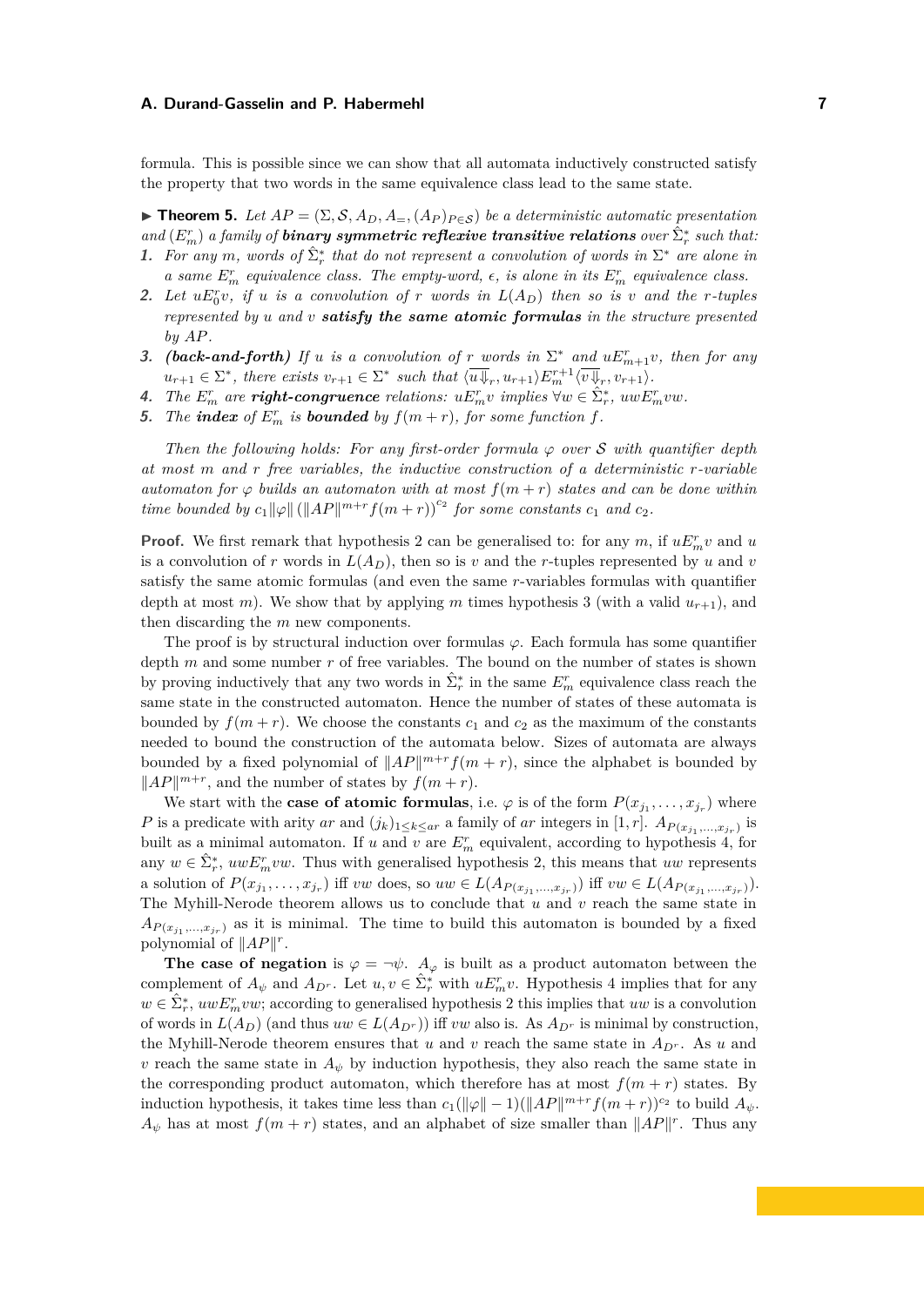formula. This is possible since we can show that all automata inductively constructed satisfy the property that two words in the same equivalence class lead to the same state.

▶ **Theorem 5.** *Let $AP = (\Sigma, \mathcal{S}, A_D, A_=, (A_P)_{P\in\mathcal{S}})$ be a deterministic automatic presentation and $(E^r_m)$ a family of* ***binary symmetric reflexive transitive relations*** *over $\hat{\Sigma}^*_r$ such that:*

1. *For any $m$, words of $\hat{\Sigma}^*_r$ that do not represent a convolution of words in $\Sigma^*$ are alone in a same $E^r_m$ equivalence class. The empty-word, $\epsilon$, is alone in its $E^r_m$ equivalence class.*
2. *Let $uE^r_0v$, if $u$ is a convolution of $r$ words in $L(A_D)$ then so is $v$ and the $r$-tuples represented by $u$ and $v$* ***satisfy the same atomic formulas*** *in the structure presented by $AP$.*
3. ***(back-and-forth)*** *If $u$ is a convolution of $r$ words in $\Sigma^*$ and $uE^r_{m+1}v$, then for any $u_{r+1} \in \Sigma^*$, there exists $v_{r+1} \in \Sigma^*$ such that $\langle \overline{u\Downarrow_r}, u_{r+1}\rangle E^{r+1}_m \langle \overline{v\Downarrow_r}, v_{r+1}\rangle$.*
4. *The $E^r_m$ are* ***right-congruence*** *relations: $uE^r_mv$ implies $\forall w \in \hat{\Sigma}^*_r$, $uwE^r_mvw$.*
5. *The* ***index*** *of $E^r_m$ is* ***bounded*** *by $f(m+r)$, for some function $f$.*

*Then the following holds: For any first-order formula $\varphi$ over $\mathcal{S}$ with quantifier depth at most $m$ and $r$ free variables, the inductive construction of a deterministic $r$-variable automaton for $\varphi$ builds an automaton with at most $f(m+r)$ states and can be done within time bounded by $c_1\|\varphi\|\left(\|AP\|^{m+r}f(m+r)\right)^{c_2}$ for some constants $c_1$ and $c_2$.*

**Proof.** We first remark that hypothesis 2 can be generalised to: for any $m$, if $uE^r_mv$ and $u$ is a convolution of $r$ words in $L(A_D)$, then so is $v$ and the $r$-tuples represented by $u$ and $v$ satisfy the same atomic formulas (and even the same $r$-variables formulas with quantifier depth at most $m$). We show that by applying $m$ times hypothesis 3 (with a valid $u_{r+1}$), and then discarding the $m$ new components.

The proof is by structural induction over formulas $\varphi$. Each formula has some quantifier depth $m$ and some number $r$ of free variables. The bound on the number of states is shown by proving inductively that any two words in $\hat{\Sigma}^*_r$ in the same $E^r_m$ equivalence class reach the same state in the constructed automaton. Hence the number of states of these automata is bounded by $f(m+r)$. We choose the constants $c_1$ and $c_2$ as the maximum of the constants needed to bound the construction of the automata below. Sizes of automata are always bounded by a fixed polynomial of $\|AP\|^{m+r}f(m+r)$, since the alphabet is bounded by $\|AP\|^{m+r}$, and the number of states by $f(m+r)$.

We start with the **case of atomic formulas**, i.e. $\varphi$ is of the form $P(x_{j_1}, \dots, x_{j_r})$ where $P$ is a predicate with arity $ar$ and $(j_k)_{1\le k\le ar}$ a family of $ar$ integers in $[1, r]$. $A_{P(x_{j_1},\dots,x_{j_r})}$ is built as a minimal automaton. If $u$ and $v$ are $E^r_m$ equivalent, according to hypothesis 4, for any $w \in \hat{\Sigma}^*_r$, $uwE^r_mvw$. Thus with generalised hypothesis 2, this means that $uw$ represents a solution of $P(x_{j_1}, \dots, x_{j_r})$ iff $vw$ does, so $uw \in L(A_{P(x_{j_1},\dots,x_{j_r})})$ iff $vw \in L(A_{P(x_{j_1},\dots,x_{j_r})})$. The Myhill-Nerode theorem allows us to conclude that $u$ and $v$ reach the same state in $A_{P(x_{j_1},\dots,x_{j_r})}$ as it is minimal. The time to build this automaton is bounded by a fixed polynomial of $\|AP\|^r$.

**The case of negation** is $\varphi = \neg\psi$. $A_\varphi$ is built as a product automaton between the complement of $A_\psi$ and $A_{D^r}$. Let $u, v \in \hat{\Sigma}^*_r$ with $uE^r_mv$. Hypothesis 4 implies that for any $w \in \hat{\Sigma}^*_r$, $uwE^r_mvw$; according to generalised hypothesis 2 this implies that $uw$ is a convolution of words in $L(A_D)$ (and thus $uw \in L(A_{D^r})$) iff $vw$ also is. As $A_{D^r}$ is minimal by construction, the Myhill-Nerode theorem ensures that $u$ and $v$ reach the same state in $A_{D^r}$. As $u$ and $v$ reach the same state in $A_\psi$ by induction hypothesis, they also reach the same state in the corresponding product automaton, which therefore has at most $f(m+r)$ states. By induction hypothesis, it takes time less than $c_1(\|\varphi\| - 1)(\|AP\|^{m+r}f(m+r))^{c_2}$ to build $A_\psi$. $A_\psi$ has at most $f(m+r)$ states, and an alphabet of size smaller than $\|AP\|^r$. Thus any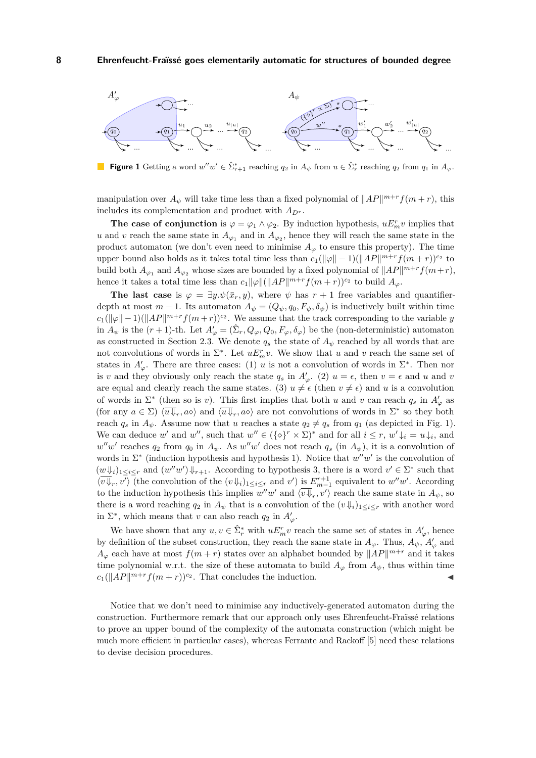**Figure 1** Getting a word $w''w' \in \hat{\Sigma}^*_{r+1}$ reaching $q_2$ in $A_\psi$ from $u \in \hat{\Sigma}^*_r$ reaching $q_2$ from $q_1$ in $A_\varphi$.

manipulation over $A_\psi$ will take time less than a fixed polynomial of $\|AP\|^{m+r} f(m+r)$, this includes its complementation and product with $A_{D^r}$.

**The case of conjunction** is $\varphi = \varphi_1 \wedge \varphi_2$. By induction hypothesis, $uE^r_m v$ implies that $u$ and $v$ reach the same state in $A_{\varphi_1}$ and in $A_{\varphi_2}$, hence they will reach the same state in the product automaton (we don't even need to minimise $A_\varphi$ to ensure this property). The time upper bound also holds as it takes total time less than $c_1(\|\varphi\| - 1)(\|AP\|^{m+r} f(m+r))^{c_2}$ to build both $A_{\varphi_1}$ and $A_{\varphi_2}$ whose sizes are bounded by a fixed polynomial of $\|AP\|^{m+r} f(m+r)$, hence it takes a total time less than $c_1\|\varphi\|(\|AP\|^{m+r} f(m+r))^{c_2}$ to build $A_\varphi$.

**The last case** is $\varphi = \exists y.\psi(\bar{x}_r, y)$, where $\psi$ has $r+1$ free variables and quantifier-depth at most $m-1$. Its automaton $A_\psi = (Q_\psi, q_0, F_\psi, \delta_\psi)$ is inductively built within time $c_1(\|\varphi\| - 1)(\|AP\|^{m+r} f(m+r))^{c_2}$. We assume that the track corresponding to the variable $y$ in $A_\psi$ is the $(r+1)$-th. Let $A'_\varphi = (\hat{\Sigma}_r, Q_\varphi, Q_0, F_\varphi, \delta_\varphi)$ be the (non-deterministic) automaton as constructed in Section 2.3. We denote $q_s$ the state of $A_\psi$ reached by all words that are not convolutions of words in $\Sigma^*$. Let $uE^r_m v$. We show that $u$ and $v$ reach the same set of states in $A'_\varphi$. There are three cases: (1) $u$ is not a convolution of words in $\Sigma^*$. Then nor is $v$ and they obviously only reach the state $q_s$ in $A'_\varphi$. (2) $u = \epsilon$, then $v = \epsilon$ and $u$ and $v$ are equal and clearly reach the same states. (3) $u \neq \epsilon$ (then $v \neq \epsilon$) and $u$ is a convolution of words in $\Sigma^*$ (then so is $v$). This first implies that both $u$ and $v$ can reach $q_s$ in $A'_\varphi$ as (for any $a \in \Sigma$) $\langle \overline{u{\Downarrow}_r}, a\diamond\rangle$ and $\langle \overline{u{\Downarrow}_r}, a\diamond\rangle$ are not convolutions of words in $\Sigma^*$ so they both reach $q_s$ in $A_\psi$. Assume now that $u$ reaches a state $q_2 \neq q_s$ from $q_1$ (as depicted in Fig. 1). We can deduce $w'$ and $w''$, such that $w'' \in (\{\diamond\}^r \times \Sigma)^*$ and for all $i \leq r$, $w'{\downarrow}_i = u{\downarrow}_i$, and $w''w'$ reaches $q_2$ from $q_0$ in $A_\psi$. As $w''w'$ does not reach $q_s$ (in $A_\psi$), it is a convolution of words in $\Sigma^*$ (induction hypothesis and hypothesis 1). Notice that $w''w'$ is the convolution of $(w{\Downarrow}_i)_{1\leq i\leq r}$ and $(w''w'){\Downarrow}_{r+1}$. According to hypothesis 3, there is a word $v' \in \Sigma^*$ such that $\langle \overline{v{\Downarrow}_r}, v'\rangle$ (the convolution of the $(v{\Downarrow}_i)_{1\leq i\leq r}$ and $v'$) is $E^{r+1}_{m-1}$ equivalent to $w''w'$. According to the induction hypothesis this implies $w''w'$ and $\langle \overline{v{\Downarrow}_r}, v'\rangle$ reach the same state in $A_\psi$, so there is a word reaching $q_2$ in $A_\psi$ that is a convolution of the $(v{\Downarrow}_i)_{1\leq i\leq r}$ with another word in $\Sigma^*$, which means that $v$ can also reach $q_2$ in $A'_\varphi$.

We have shown that any $u, v \in \hat{\Sigma}^*_r$ with $uE^r_m v$ reach the same set of states in $A'_\varphi$, hence by definition of the subset construction, they reach the same state in $A_\varphi$. Thus, $A_\psi$, $A'_\varphi$ and $A_\varphi$ each have at most $f(m+r)$ states over an alphabet bounded by $\|AP\|^{m+r}$ and it takes time polynomial w.r.t. the size of these automata to build $A_\varphi$ from $A_\psi$, thus within time $c_1(\|AP\|^{m+r} f(m+r))^{c_2}$. That concludes the induction. ◀

Notice that we don't need to minimise any inductively-generated automaton during the construction. Furthermore remark that our approach only uses Ehrenfeucht-Fraïssé relations to prove an upper bound of the complexity of the automata construction (which might be much more efficient in particular cases), whereas Ferrante and Rackoff [5] need these relations to devise decision procedures.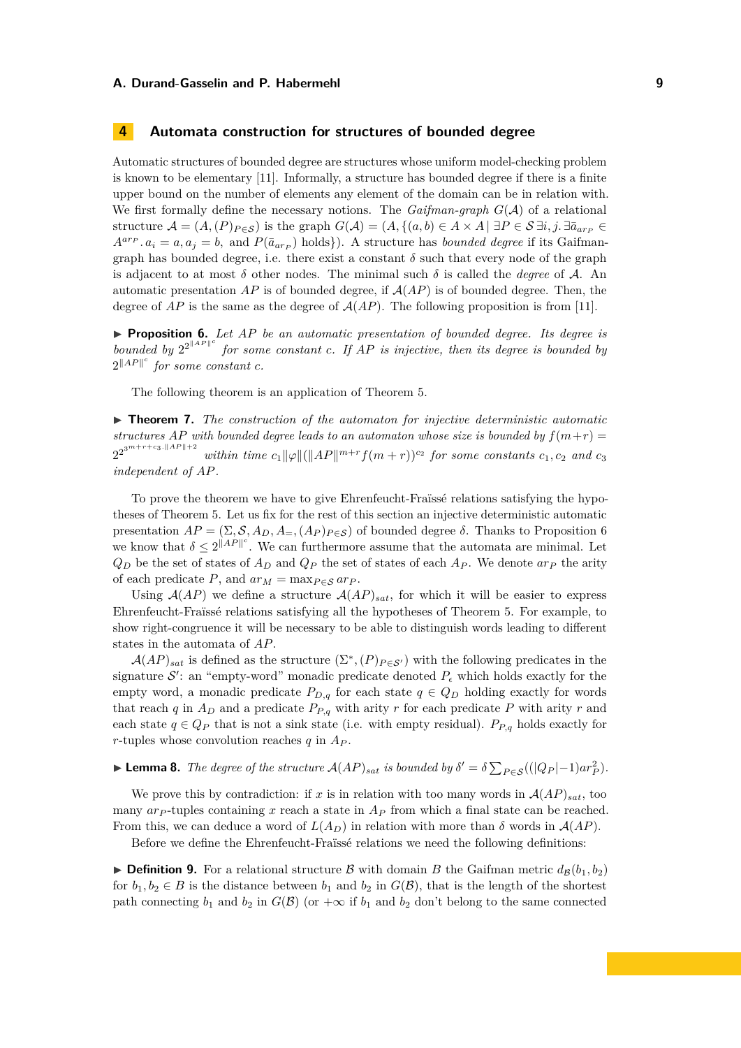## 4 Automata construction for structures of bounded degree

Automatic structures of bounded degree are structures whose uniform model-checking problem is known to be elementary [11]. Informally, a structure has bounded degree if there is a finite upper bound on the number of elements any element of the domain can be in relation with. We first formally define the necessary notions. The *Gaifman-graph* $G(\mathcal{A})$ of a relational structure $\mathcal{A} = (A, (P)_{P\in\mathcal{S}})$ is the graph $G(\mathcal{A}) = (A, \{(a,b) \in A \times A \mid \exists P \in \mathcal{S}\, \exists i, j.\, \exists \bar{a}_{ar_P} \in A^{ar_P}.\, a_i = a, a_j = b,$ and $P(\bar{a}_{ar_P})$ holds$\})$. A structure has *bounded degree* if its Gaifman-graph has bounded degree, i.e. there exist a constant $\delta$ such that every node of the graph is adjacent to at most $\delta$ other nodes. The minimal such $\delta$ is called the *degree* of $\mathcal{A}$. An automatic presentation $AP$ is of bounded degree, if $\mathcal{A}(AP)$ is of bounded degree. Then, the degree of $AP$ is the same as the degree of $\mathcal{A}(AP)$. The following proposition is from [11].

▶ **Proposition 6.** *Let $AP$ be an automatic presentation of bounded degree. Its degree is bounded by $2^{2^{\|AP\|^c}}$ for some constant $c$. If $AP$ is injective, then its degree is bounded by $2^{\|AP\|^c}$ for some constant $c$.*

The following theorem is an application of Theorem 5.

▶ **Theorem 7.** *The construction of the automaton for injective deterministic automatic structures $AP$ with bounded degree leads to an automaton whose size is bounded by $f(m+r) = 2^{2^{3^{m+r+c_3.\|AP\|+2}}}$ within time $c_1\|\varphi\|(\|AP\|^{m+r}f(m+r))^{c_2}$ for some constants $c_1, c_2$ and $c_3$ independent of $AP$.*

To prove the theorem we have to give Ehrenfeucht-Fraïssé relations satisfying the hypotheses of Theorem 5. Let us fix for the rest of this section an injective deterministic automatic presentation $AP = (\Sigma, \mathcal{S}, A_D, A_=, (A_P)_{P\in\mathcal{S}})$ of bounded degree $\delta$. Thanks to Proposition 6 we know that $\delta \leq 2^{\|AP\|^c}$. We can furthermore assume that the automata are minimal. Let $Q_D$ be the set of states of $A_D$ and $Q_P$ the set of states of each $A_P$. We denote $ar_P$ the arity of each predicate $P$, and $ar_M = \max_{P\in\mathcal{S}} ar_P$.

Using $\mathcal{A}(AP)$ we define a structure $\mathcal{A}(AP)_{sat}$, for which it will be easier to express Ehrenfeucht-Fraïssé relations satisfying all the hypotheses of Theorem 5. For example, to show right-congruence it will be necessary to be able to distinguish words leading to different states in the automata of $AP$.

$\mathcal{A}(AP)_{sat}$ is defined as the structure $(\Sigma^*, (P)_{P\in\mathcal{S}'})$ with the following predicates in the signature $\mathcal{S}'$: an "empty-word" monadic predicate denoted $P_\epsilon$ which holds exactly for the empty word, a monadic predicate $P_{D,q}$ for each state $q \in Q_D$ holding exactly for words that reach $q$ in $A_D$ and a predicate $P_{P,q}$ with arity $r$ for each predicate $P$ with arity $r$ and each state $q \in Q_P$ that is not a sink state (i.e. with empty residual). $P_{P,q}$ holds exactly for $r$-tuples whose convolution reaches $q$ in $A_P$.

▶ **Lemma 8.** *The degree of the structure $\mathcal{A}(AP)_{sat}$ is bounded by $\delta' = \delta \sum_{P\in\mathcal{S}}((|Q_P|-1)ar_P^2)$.*

We prove this by contradiction: if $x$ is in relation with too many words in $\mathcal{A}(AP)_{sat}$, too many $ar_P$-tuples containing $x$ reach a state in $A_P$ from which a final state can be reached. From this, we can deduce a word of $L(A_D)$ in relation with more than $\delta$ words in $\mathcal{A}(AP)$.

Before we define the Ehrenfeucht-Fraïssé relations we need the following definitions:

▶ **Definition 9.** For a relational structure $\mathcal{B}$ with domain $B$ the Gaifman metric $d_\mathcal{B}(b_1, b_2)$ for $b_1, b_2 \in B$ is the distance between $b_1$ and $b_2$ in $G(\mathcal{B})$, that is the length of the shortest path connecting $b_1$ and $b_2$ in $G(\mathcal{B})$ (or $+\infty$ if $b_1$ and $b_2$ don't belong to the same connected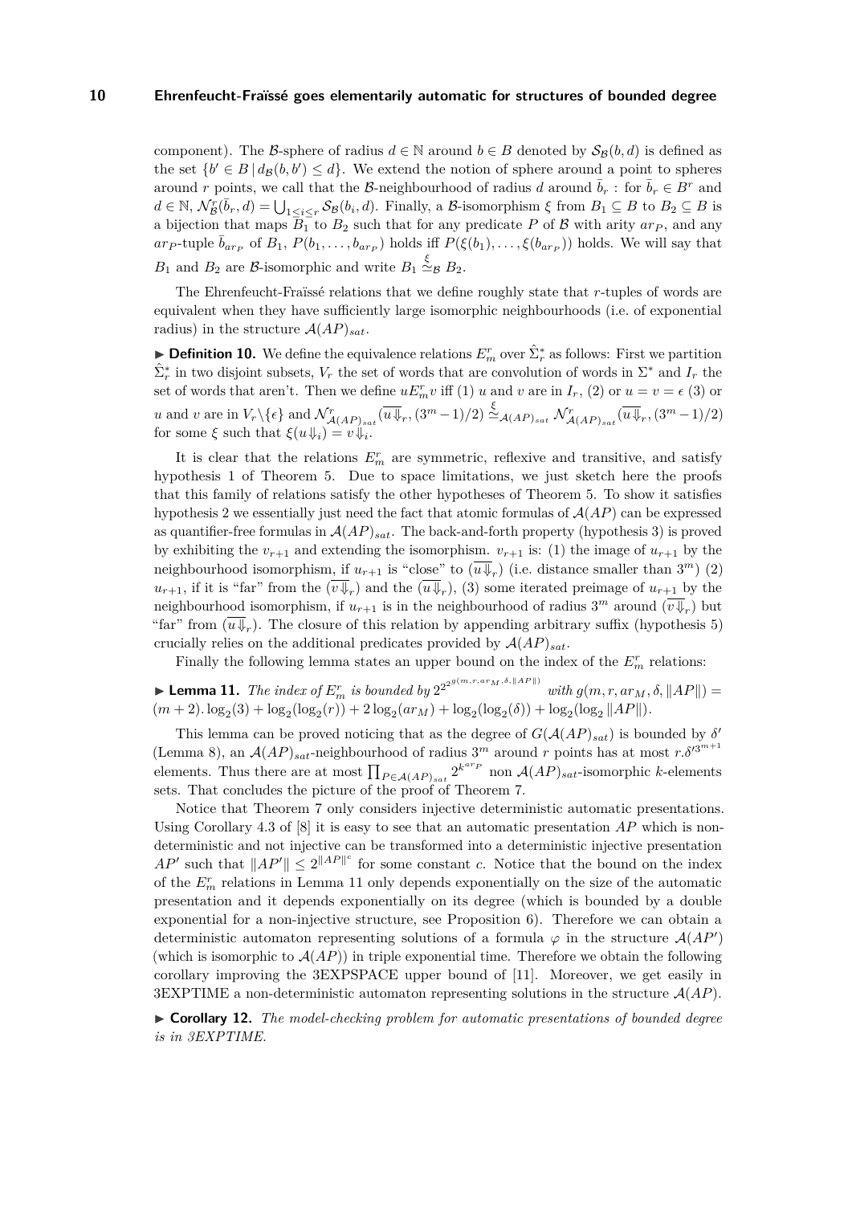component). The $\mathcal{B}$-sphere of radius $d \in \mathbb{N}$ around $b \in B$ denoted by $\mathcal{S}_\mathcal{B}(b,d)$ is defined as the set $\{b' \in B \mid d_\mathcal{B}(b,b') \leq d\}$. We extend the notion of sphere around a point to spheres around $r$ points, we call that the $\mathcal{B}$-neighbourhood of radius $d$ around $\bar{b}_r$ : for $\bar{b}_r \in B^r$ and $d \in \mathbb{N}$, $\mathcal{N}^r_\mathcal{B}(\bar{b}_r, d) = \bigcup_{1 \leq i \leq r} \mathcal{S}_\mathcal{B}(b_i, d)$. Finally, a $\mathcal{B}$-isomorphism $\xi$ from $B_1 \subseteq B$ to $B_2 \subseteq B$ is a bijection that maps $B_1$ to $B_2$ such that for any predicate $P$ of $\mathcal{B}$ with arity $ar_P$, and any $ar_P$-tuple $\bar{b}_{ar_P}$ of $B_1$, $P(b_1, \ldots, b_{ar_P})$ holds iff $P(\xi(b_1), \ldots, \xi(b_{ar_P}))$ holds. We will say that $B_1$ and $B_2$ are $\mathcal{B}$-isomorphic and write $B_1 \overset{\xi}{\simeq}_\mathcal{B} B_2$.

The Ehrenfeucht-Fraïssé relations that we define roughly state that $r$-tuples of words are equivalent when they have sufficiently large isomorphic neighbourhoods (i.e. of exponential radius) in the structure $\mathcal{A}(AP)_{sat}$.

▶ **Definition 10.** We define the equivalence relations $E^r_m$ over $\hat{\Sigma}^*_r$ as follows: First we partition $\hat{\Sigma}^*_r$ in two disjoint subsets, $V_r$ the set of words that are convolution of words in $\Sigma^*$ and $I_r$ the set of words that aren't. Then we define $uE^r_m v$ iff (1) $u$ and $v$ are in $I_r$, (2) or $u = v = \epsilon$ (3) or $u$ and $v$ are in $V_r \backslash \{\epsilon\}$ and $\mathcal{N}^r_{\mathcal{A}(AP)_{sat}}(\overline{u \Downarrow}_r, (3^m - 1)/2) \overset{\xi}{\simeq}_{\mathcal{A}(AP)_{sat}} \mathcal{N}^r_{\mathcal{A}(AP)_{sat}}(\overline{u \Downarrow}_r, (3^m - 1)/2)$ for some $\xi$ such that $\xi(u \Downarrow_i) = v \Downarrow_i$.

It is clear that the relations $E^r_m$ are symmetric, reflexive and transitive, and satisfy hypothesis 1 of Theorem 5. Due to space limitations, we just sketch here the proofs that this family of relations satisfy the other hypotheses of Theorem 5. To show it satisfies hypothesis 2 we essentially just need the fact that atomic formulas of $\mathcal{A}(AP)$ can be expressed as quantifier-free formulas in $\mathcal{A}(AP)_{sat}$. The back-and-forth property (hypothesis 3) is proved by exhibiting the $v_{r+1}$ and extending the isomorphism. $v_{r+1}$ is: (1) the image of $u_{r+1}$ by the neighbourhood isomorphism, if $u_{r+1}$ is "close" to $(\overline{u \Downarrow}_r)$ (i.e. distance smaller than $3^m$) (2) $u_{r+1}$, if it is "far" from the $(\overline{v \Downarrow}_r)$ and the $(\overline{u \Downarrow}_r)$, (3) some iterated preimage of $u_{r+1}$ by the neighbourhood isomorphism, if $u_{r+1}$ is in the neighbourhood of radius $3^m$ around $(\overline{v \Downarrow}_r)$ but "far" from $(\overline{u \Downarrow}_r)$. The closure of this relation by appending arbitrary suffix (hypothesis 5) crucially relies on the additional predicates provided by $\mathcal{A}(AP)_{sat}$.

Finally the following lemma states an upper bound on the index of the $E^r_m$ relations:

▶ **Lemma 11.** *The index of $E^r_m$ is bounded by $2^{2^{2^{g(m,r,ar_M,\delta,\|AP\|)}}}$ with $g(m,r,ar_M,\delta,\|AP\|) = (m+2).\log_2(3) + \log_2(\log_2(r)) + 2\log_2(ar_M) + \log_2(\log_2(\delta)) + \log_2(\log_2\|AP\|)$.*

This lemma can be proved noticing that as the degree of $G(\mathcal{A}(AP)_{sat})$ is bounded by $\delta'$ (Lemma 8), an $\mathcal{A}(AP)_{sat}$-neighbourhood of radius $3^m$ around $r$ points has at most $r.\delta'^{3^{m+1}}$ elements. Thus there are at most $\prod_{P \in \mathcal{A}(AP)_{sat}} 2^{k^{ar_P}}$ non $\mathcal{A}(AP)_{sat}$-isomorphic $k$-elements sets. That concludes the picture of the proof of Theorem 7.

Notice that Theorem 7 only considers injective deterministic automatic presentations. Using Corollary 4.3 of [8] it is easy to see that an automatic presentation $AP$ which is non-deterministic and not injective can be transformed into a deterministic injective presentation $AP'$ such that $\|AP'\| \leq 2^{\|AP\|^c}$ for some constant $c$. Notice that the bound on the index of the $E^r_m$ relations in Lemma 11 only depends exponentially on the size of the automatic presentation and it depends exponentially on its degree (which is bounded by a double exponential for a non-injective structure, see Proposition 6). Therefore we can obtain a deterministic automaton representing solutions of a formula $\varphi$ in the structure $\mathcal{A}(AP')$ (which is isomorphic to $\mathcal{A}(AP)$) in triple exponential time. Therefore we obtain the following corollary improving the 3EXPSPACE upper bound of [11]. Moreover, we get easily in 3EXPTIME a non-deterministic automaton representing solutions in the structure $\mathcal{A}(AP)$.

▶ **Corollary 12.** *The model-checking problem for automatic presentations of bounded degree is in 3EXPTIME.*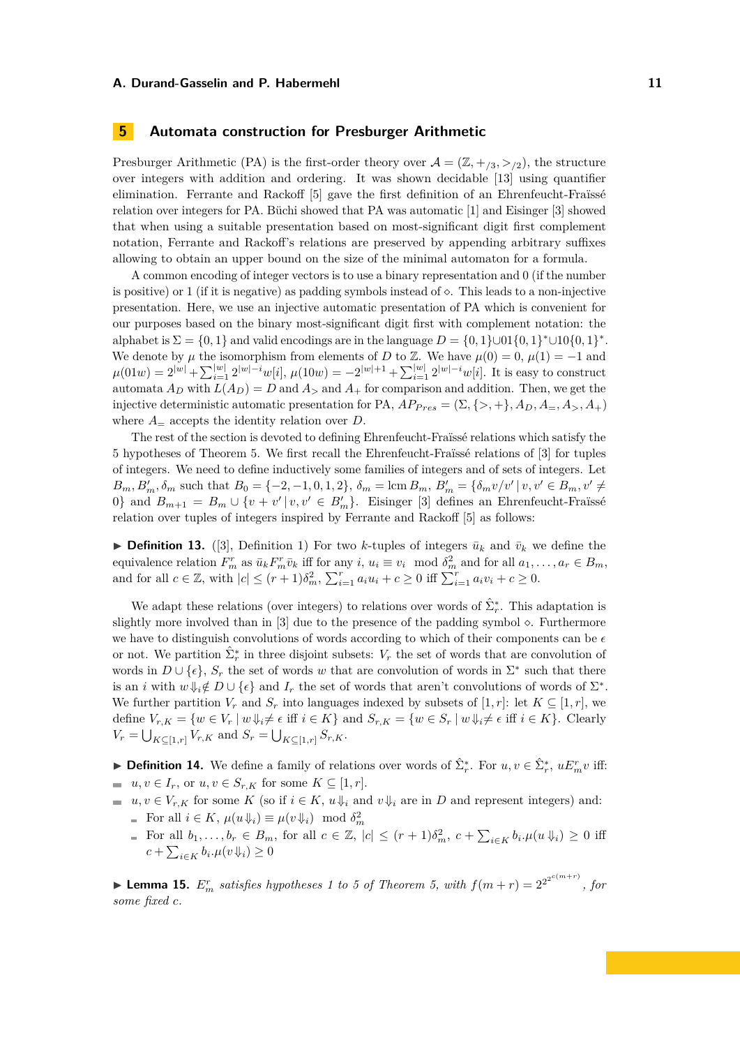## 5 Automata construction for Presburger Arithmetic

Presburger Arithmetic (PA) is the first-order theory over $\mathcal{A} = (\mathbb{Z}, +_{/3}, >_{/2})$, the structure over integers with addition and ordering. It was shown decidable [13] using quantifier elimination. Ferrante and Rackoff [5] gave the first definition of an Ehrenfeucht-Fraïssé relation over integers for PA. Büchi showed that PA was automatic [1] and Eisinger [3] showed that when using a suitable presentation based on most-significant digit first complement notation, Ferrante and Rackoff's relations are preserved by appending arbitrary suffixes allowing to obtain an upper bound on the size of the minimal automaton for a formula.

A common encoding of integer vectors is to use a binary representation and 0 (if the number is positive) or 1 (if it is negative) as padding symbols instead of $\diamond$. This leads to a non-injective presentation. Here, we use an injective automatic presentation of PA which is convenient for our purposes based on the binary most-significant digit first with complement notation: the alphabet is $\Sigma = \{0, 1\}$ and valid encodings are in the language $D = \{0, 1\} \cup 01\{0, 1\}^* \cup 10\{0, 1\}^*$. We denote by $\mu$ the isomorphism from elements of $D$ to $\mathbb{Z}$. We have $\mu(0) = 0$, $\mu(1) = -1$ and $\mu(01w) = 2^{|w|} + \sum_{i=1}^{|w|} 2^{|w|-i} w[i]$, $\mu(10w) = -2^{|w|+1} + \sum_{i=1}^{|w|} 2^{|w|-i} w[i]$. It is easy to construct automata $A_D$ with $L(A_D) = D$ and $A_>$ and $A_+$ for comparison and addition. Then, we get the injective deterministic automatic presentation for PA, $AP_{Pres} = (\Sigma, \{>, +\}, A_D, A_=, A_>, A_+)$ where $A_=$ accepts the identity relation over $D$.

The rest of the section is devoted to defining Ehrenfeucht-Fraïssé relations which satisfy the 5 hypotheses of Theorem 5. We first recall the Ehrenfeucht-Fraïssé relations of [3] for tuples of integers. We need to define inductively some families of integers and of sets of integers. Let $B_m, B'_m, \delta_m$ such that $B_0 = \{-2, -1, 0, 1, 2\}$, $\delta_m = \operatorname{lcm} B_m$, $B'_m = \{\delta_m v / v' \mid v, v' \in B_m, v' \neq 0\}$ and $B_{m+1} = B_m \cup \{v + v' \mid v, v' \in B'_m\}$. Eisinger [3] defines an Ehrenfeucht-Fraïssé relation over tuples of integers inspired by Ferrante and Rackoff [5] as follows:

▶ **Definition 13.** ([3], Definition 1) For two $k$-tuples of integers $\bar{u}_k$ and $\bar{v}_k$ we define the equivalence relation $F^r_m$ as $\bar{u}_k F^r_m \bar{v}_k$ iff for any $i$, $u_i \equiv v_i \mod \delta^2_m$ and for all $a_1, \ldots, a_r \in B_m$, and for all $c \in \mathbb{Z}$, with $|c| \leq (r+1)\delta^2_m$, $\sum_{i=1}^r a_i u_i + c \geq 0$ iff $\sum_{i=1}^r a_i v_i + c \geq 0$.

We adapt these relations (over integers) to relations over words of $\hat{\Sigma}^*_r$. This adaptation is slightly more involved than in [3] due to the presence of the padding symbol $\diamond$. Furthermore we have to distinguish convolutions of words according to which of their components can be $\epsilon$ or not. We partition $\hat{\Sigma}^*_r$ in three disjoint subsets: $V_r$ the set of words that are convolution of words in $D \cup \{\epsilon\}$, $S_r$ the set of words $w$ that are convolution of words in $\Sigma^*$ such that there is an $i$ with $w{\Downarrow_i} \notin D \cup \{\epsilon\}$ and $I_r$ the set of words that aren't convolutions of words of $\Sigma^*$. We further partition $V_r$ and $S_r$ into languages indexed by subsets of $[1, r]$: let $K \subseteq [1, r]$, we define $V_{r,K} = \{w \in V_r \mid w{\Downarrow_i} \neq \epsilon \text{ iff } i \in K\}$ and $S_{r,K} = \{w \in S_r \mid w{\Downarrow_i} \neq \epsilon \text{ iff } i \in K\}$. Clearly $V_r = \bigcup_{K \subseteq [1,r]} V_{r,K}$ and $S_r = \bigcup_{K \subseteq [1,r]} S_{r,K}$.

▶ **Definition 14.** We define a family of relations over words of $\hat{\Sigma}^*_r$. For $u, v \in \hat{\Sigma}^*_r$, $u E^r_m v$ iff:

- $u, v \in I_r$, or $u, v \in S_{r,K}$ for some $K \subseteq [1, r]$.
- $u, v \in V_{r,K}$ for some $K$ (so if $i \in K$, $u{\Downarrow_i}$ and $v{\Downarrow_i}$ are in $D$ and represent integers) and:
  - For all $i \in K$, $\mu(u{\Downarrow_i}) \equiv \mu(v{\Downarrow_i}) \mod \delta^2_m$
  - For all $b_1, \ldots, b_r \in B_m$, for all $c \in \mathbb{Z}$, $|c| \leq (r+1)\delta^2_m$, $c + \sum_{i \in K} b_i.\mu(u{\Downarrow_i}) \geq 0$ iff $c + \sum_{i \in K} b_i.\mu(v{\Downarrow_i}) \geq 0$

▶ **Lemma 15.** *$E^r_m$ satisfies hypotheses 1 to 5 of Theorem 5, with $f(m + r) = 2^{2^{2^{c(m+r)}}}$, for some fixed $c$.*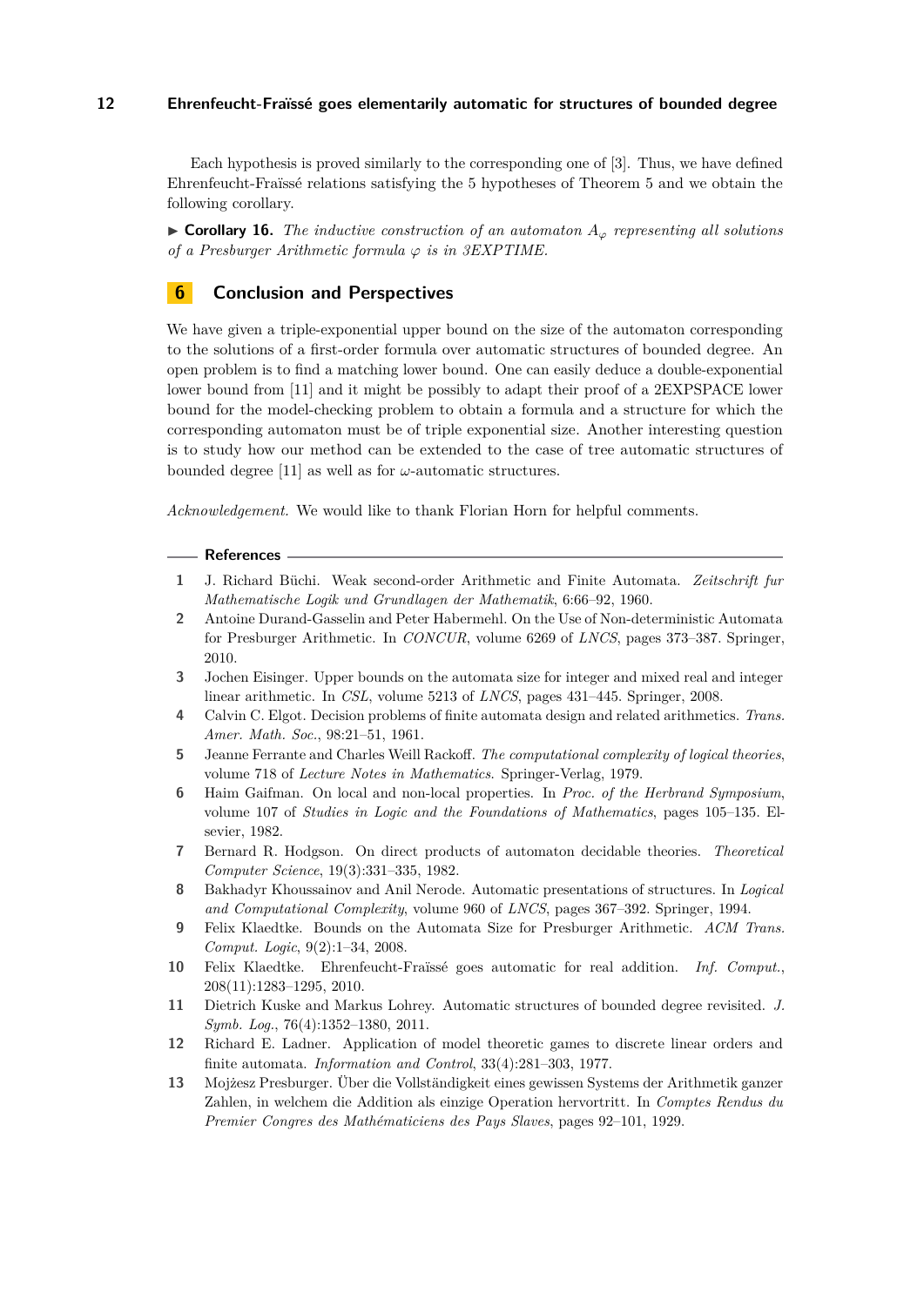Each hypothesis is proved similarly to the corresponding one of [3]. Thus, we have defined Ehrenfeucht-Fraïssé relations satisfying the 5 hypotheses of Theorem 5 and we obtain the following corollary.

▶ **Corollary 16.** *The inductive construction of an automaton $A_\varphi$ representing all solutions of a Presburger Arithmetic formula $\varphi$ is in 3EXPTIME.*

## 6 Conclusion and Perspectives

We have given a triple-exponential upper bound on the size of the automaton corresponding to the solutions of a first-order formula over automatic structures of bounded degree. An open problem is to find a matching lower bound. One can easily deduce a double-exponential lower bound from [11] and it might be possibly to adapt their proof of a 2EXPSPACE lower bound for the model-checking problem to obtain a formula and a structure for which the corresponding automaton must be of triple exponential size. Another interesting question is to study how our method can be extended to the case of tree automatic structures of bounded degree [11] as well as for $\omega$-automatic structures.

*Acknowledgement.* We would like to thank Florian Horn for helpful comments.

### References

1. J. Richard Büchi. Weak second-order Arithmetic and Finite Automata. *Zeitschrift fur Mathematische Logik und Grundlagen der Mathematik*, 6:66–92, 1960.
2. Antoine Durand-Gasselin and Peter Habermehl. On the Use of Non-deterministic Automata for Presburger Arithmetic. In *CONCUR*, volume 6269 of *LNCS*, pages 373–387. Springer, 2010.
3. Jochen Eisinger. Upper bounds on the automata size for integer and mixed real and integer linear arithmetic. In *CSL*, volume 5213 of *LNCS*, pages 431–445. Springer, 2008.
4. Calvin C. Elgot. Decision problems of finite automata design and related arithmetics. *Trans. Amer. Math. Soc.*, 98:21–51, 1961.
5. Jeanne Ferrante and Charles Weill Rackoff. *The computational complexity of logical theories*, volume 718 of *Lecture Notes in Mathematics*. Springer-Verlag, 1979.
6. Haim Gaifman. On local and non-local properties. In *Proc. of the Herbrand Symposium*, volume 107 of *Studies in Logic and the Foundations of Mathematics*, pages 105–135. Elsevier, 1982.
7. Bernard R. Hodgson. On direct products of automaton decidable theories. *Theoretical Computer Science*, 19(3):331–335, 1982.
8. Bakhadyr Khoussainov and Anil Nerode. Automatic presentations of structures. In *Logical and Computational Complexity*, volume 960 of *LNCS*, pages 367–392. Springer, 1994.
9. Felix Klaedtke. Bounds on the Automata Size for Presburger Arithmetic. *ACM Trans. Comput. Logic*, 9(2):1–34, 2008.
10. Felix Klaedtke. Ehrenfeucht-Fraïssé goes automatic for real addition. *Inf. Comput.*, 208(11):1283–1295, 2010.
11. Dietrich Kuske and Markus Lohrey. Automatic structures of bounded degree revisited. *J. Symb. Log.*, 76(4):1352–1380, 2011.
12. Richard E. Ladner. Application of model theoretic games to discrete linear orders and finite automata. *Information and Control*, 33(4):281–303, 1977.
13. Mojżesz Presburger. Über die Vollständigkeit eines gewissen Systems der Arithmetik ganzer Zahlen, in welchem die Addition als einzige Operation hervortritt. In *Comptes Rendus du Premier Congres des Mathématiciens des Pays Slaves*, pages 92–101, 1929.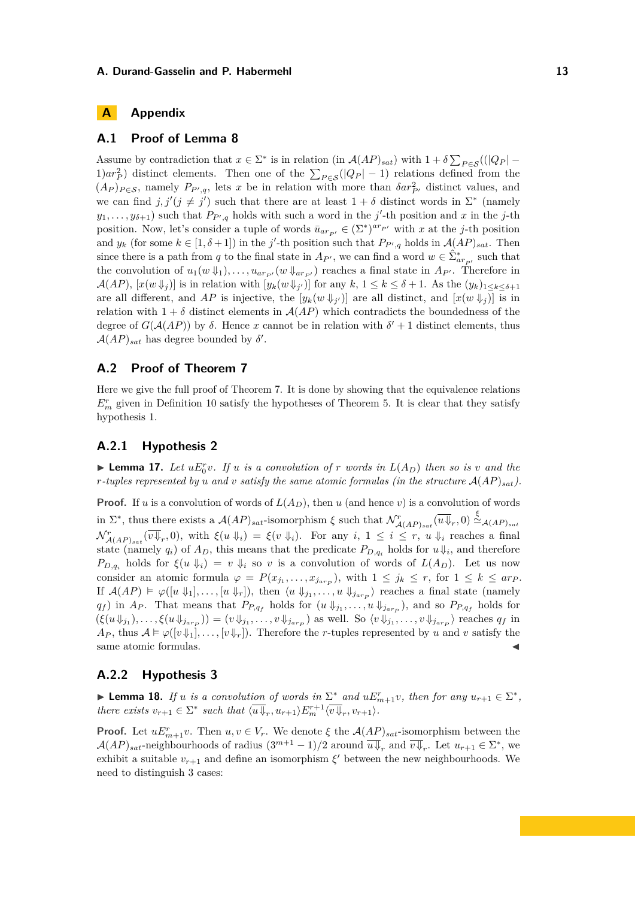# A Appendix

## A.1 Proof of Lemma 8

Assume by contradiction that $x \in \Sigma^*$ is in relation (in $\mathcal{A}(AP)_{sat}$) with $1 + \delta \sum_{P \in \mathcal{S}}((|Q_P| - 1)ar_P^2)$ distinct elements. Then one of the $\sum_{P \in \mathcal{S}}(|Q_P| - 1)$ relations defined from the $(A_P)_{P \in \mathcal{S}}$, namely $P_{P',q}$, lets $x$ be in relation with more than $\delta ar_{P'}^2$ distinct values, and we can find $j, j'(j \neq j')$ such that there are at least $1 + \delta$ distinct words in $\Sigma^*$ (namely $y_1, \ldots, y_{\delta+1}$) such that $P_{P',q}$ holds with such a word in the $j'$-th position and $x$ in the $j$-th position. Now, let's consider a tuple of words $\bar{u}_{ar_{P'}} \in (\Sigma^*)^{ar_{P'}}$ with $x$ at the $j$-th position and $y_k$ (for some $k \in [1, \delta+1]$) in the $j'$-th position such that $P_{P',q}$ holds in $\mathcal{A}(AP)_{sat}$. Then since there is a path from $q$ to the final state in $A_{P'}$, we can find a word $w \in \hat{\Sigma}^*_{ar_{P'}}$ such that the convolution of $u_1(w \Downarrow_1), \ldots, u_{ar_{P'}}(w \Downarrow_{ar_{P'}})$ reaches a final state in $A_{P'}$. Therefore in $\mathcal{A}(AP)$, $[x(w \Downarrow_j)]$ is in relation with $[y_k(w \Downarrow_{j'})]$ for any $k$, $1 \leq k \leq \delta + 1$. As the $(y_k)_{1 \leq k \leq \delta+1}$ are all different, and $AP$ is injective, the $[y_k(w \Downarrow_{j'})]$ are all distinct, and $[x(w \Downarrow_j)]$ is in relation with $1 + \delta$ distinct elements in $\mathcal{A}(AP)$ which contradicts the boundedness of the degree of $G(\mathcal{A}(AP))$ by $\delta$. Hence $x$ cannot be in relation with $\delta' + 1$ distinct elements, thus $\mathcal{A}(AP)_{sat}$ has degree bounded by $\delta'$.

## A.2 Proof of Theorem 7

Here we give the full proof of Theorem 7. It is done by showing that the equivalence relations $E_m^r$ given in Definition 10 satisfy the hypotheses of Theorem 5. It is clear that they satisfy hypothesis 1.

### A.2.1 Hypothesis 2

▶ **Lemma 17.** *Let $uE_0^r v$. If $u$ is a convolution of $r$ words in $L(A_D)$ then so is $v$ and the $r$-tuples represented by $u$ and $v$ satisfy the same atomic formulas (in the structure $\mathcal{A}(AP)_{sat}$).*

**Proof.** If $u$ is a convolution of words of $L(A_D)$, then $u$ (and hence $v$) is a convolution of words in $\Sigma^*$, thus there exists a $\mathcal{A}(AP)_{sat}$-isomorphism $\xi$ such that $\mathcal{N}^r_{\mathcal{A}(AP)_{sat}}(\overline{u\Downarrow}_r, 0) \overset{\xi}{\simeq}_{\mathcal{A}(AP)_{sat}} \mathcal{N}^r_{\mathcal{A}(AP)_{sat}}(\overline{v\Downarrow}_r, 0)$, with $\xi(u \Downarrow_i) = \xi(v \Downarrow_i)$. For any $i$, $1 \leq i \leq r$, $u \Downarrow_i$ reaches a final state (namely $q_i$) of $A_D$, this means that the predicate $P_{D,q_i}$ holds for $u\Downarrow_i$, and therefore $P_{D,q_i}$ holds for $\xi(u \Downarrow_i) = v \Downarrow_i$ so $v$ is a convolution of words of $L(A_D)$. Let us now consider an atomic formula $\varphi = P(x_{j_1}, \ldots, x_{j_{ar_P}})$, with $1 \leq j_k \leq r$, for $1 \leq k \leq ar_P$. If $\mathcal{A}(AP) \vDash \varphi([u \Downarrow_1], \ldots, [u \Downarrow_r])$, then $\langle u \Downarrow_{j_1}, \ldots, u \Downarrow_{j_{ar_P}} \rangle$ reaches a final state (namely $q_f$) in $A_P$. That means that $P_{P,q_f}$ holds for $(u \Downarrow_{j_1}, \ldots, u \Downarrow_{j_{ar_P}})$, and so $P_{P,q_f}$ holds for $(\xi(u\Downarrow_{j_1}), \ldots, \xi(u\Downarrow_{j_{ar_P}})) = (v\Downarrow_{j_1}, \ldots, v\Downarrow_{j_{ar_P}})$ as well. So $\langle v\Downarrow_{j_1}, \ldots, v\Downarrow_{j_{ar_P}} \rangle$ reaches $q_f$ in $A_P$, thus $\mathcal{A} \vDash \varphi([v\Downarrow_1], \ldots, [v\Downarrow_r])$. Therefore the $r$-tuples represented by $u$ and $v$ satisfy the same atomic formulas. ◀

### A.2.2 Hypothesis 3

▶ **Lemma 18.** *If $u$ is a convolution of words in $\Sigma^*$ and $uE_{m+1}^r v$, then for any $u_{r+1} \in \Sigma^*$, there exists $v_{r+1} \in \Sigma^*$ such that $\langle \overline{u\Downarrow}_r, u_{r+1} \rangle E_m^{r+1} \langle \overline{v\Downarrow}_r, v_{r+1} \rangle$.*

**Proof.** Let $uE_{m+1}^r v$. Then $u, v \in V_r$. We denote $\xi$ the $\mathcal{A}(AP)_{sat}$-isomorphism between the $\mathcal{A}(AP)_{sat}$-neighbourhoods of radius $(3^{m+1} - 1)/2$ around $\overline{u\Downarrow}_r$ and $\overline{v\Downarrow}_r$. Let $u_{r+1} \in \Sigma^*$, we exhibit a suitable $v_{r+1}$ and define an isomorphism $\xi'$ between the new neighbourhoods. We need to distinguish 3 cases: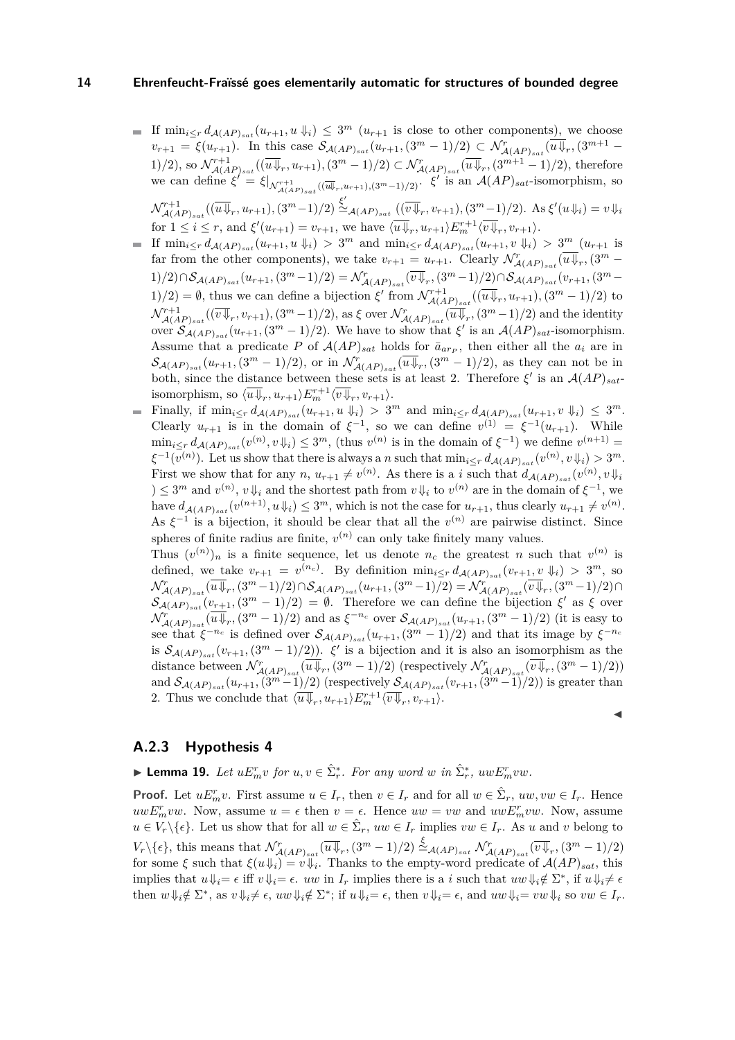- If $\min_{i \le r} d_{\mathcal{A}(AP)_{sat}}(u_{r+1}, u\Downarrow_i) \le 3^m$ ($u_{r+1}$ is close to other components), we choose $v_{r+1} = \xi(u_{r+1})$. In this case $\mathcal{S}_{\mathcal{A}(AP)_{sat}}(u_{r+1}, (3^m-1)/2) \subset \mathcal{N}^r_{\mathcal{A}(AP)_{sat}}(\overline{u\Downarrow}_r, (3^{m+1}-1)/2)$, so $\mathcal{N}^{r+1}_{\mathcal{A}(AP)_{sat}}((\overline{u\Downarrow}_r, u_{r+1}), (3^m-1)/2) \subset \mathcal{N}^r_{\mathcal{A}(AP)_{sat}}(\overline{u\Downarrow}_r, (3^{m+1}-1)/2)$, therefore we can define $\xi' = \xi|_{\mathcal{N}^{r+1}_{\mathcal{A}(AP)_{sat}}((\overline{u\Downarrow}_r, u_{r+1}),(3^m-1)/2)}$. $\xi'$ is an $\mathcal{A}(AP)_{sat}$-isomorphism, so $\mathcal{N}^{r+1}_{\mathcal{A}(AP)_{sat}}((\overline{u\Downarrow}_r, u_{r+1}), (3^m-1)/2) \overset{\xi'}{\simeq}_{\mathcal{A}(AP)_{sat}} ((\overline{v\Downarrow}_r, v_{r+1}), (3^m-1)/2)$. As $\xi'(u\Downarrow_i) = v\Downarrow_i$ for $1 \le i \le r$, and $\xi'(u_{r+1}) = v_{r+1}$, we have $\langle \overline{u\Downarrow}_r, u_{r+1}\rangle E^{r+1}_m \langle \overline{v\Downarrow}_r, v_{r+1}\rangle$.
- If $\min_{i \le r} d_{\mathcal{A}(AP)_{sat}}(u_{r+1}, u\Downarrow_i) > 3^m$ and $\min_{i \le r} d_{\mathcal{A}(AP)_{sat}}(u_{r+1}, v\Downarrow_i) > 3^m$ ($u_{r+1}$ is far from the other components), we take $v_{r+1} = u_{r+1}$. Clearly $\mathcal{N}^r_{\mathcal{A}(AP)_{sat}}(\overline{u\Downarrow}_r, (3^m-1)/2) \cap \mathcal{S}_{\mathcal{A}(AP)_{sat}}(u_{r+1}, (3^m-1)/2) = \mathcal{N}^r_{\mathcal{A}(AP)_{sat}}(\overline{v\Downarrow}_r, (3^m-1)/2) \cap \mathcal{S}_{\mathcal{A}(AP)_{sat}}(v_{r+1}, (3^m-1)/2) = \emptyset$, thus we can define a bijection $\xi'$ from $\mathcal{N}^{r+1}_{\mathcal{A}(AP)_{sat}}((\overline{u\Downarrow}_r, u_{r+1}), (3^m-1)/2)$ to $\mathcal{N}^{r+1}_{\mathcal{A}(AP)_{sat}}((\overline{v\Downarrow}_r, v_{r+1}), (3^m-1)/2)$, as $\xi$ over $\mathcal{N}^r_{\mathcal{A}(AP)_{sat}}(\overline{u\Downarrow}_r, (3^m-1)/2)$ and the identity over $\mathcal{S}_{\mathcal{A}(AP)_{sat}}(u_{r+1}, (3^m-1)/2)$. We have to show that $\xi'$ is an $\mathcal{A}(AP)_{sat}$-isomorphism. Assume that a predicate $P$ of $\mathcal{A}(AP)_{sat}$ holds for $\bar{a}_{ar_P}$, then either all the $a_i$ are in $\mathcal{S}_{\mathcal{A}(AP)_{sat}}(u_{r+1}, (3^m-1)/2)$, or in $\mathcal{N}^r_{\mathcal{A}(AP)_{sat}}(\overline{u\Downarrow}_r, (3^m-1)/2)$, as they can not be in both, since the distance between these sets is at least 2. Therefore $\xi'$ is an $\mathcal{A}(AP)_{sat}$-isomorphism, so $\langle \overline{u\Downarrow}_r, u_{r+1}\rangle E^{r+1}_m \langle \overline{v\Downarrow}_r, v_{r+1}\rangle$.
- Finally, if $\min_{i \le r} d_{\mathcal{A}(AP)_{sat}}(u_{r+1}, u\Downarrow_i) > 3^m$ and $\min_{i \le r} d_{\mathcal{A}(AP)_{sat}}(u_{r+1}, v\Downarrow_i) \le 3^m$. Clearly $u_{r+1}$ is in the domain of $\xi^{-1}$, so we can define $v^{(1)} = \xi^{-1}(u_{r+1})$. While $\min_{i \le r} d_{\mathcal{A}(AP)_{sat}}(v^{(n)}, v\Downarrow_i) \le 3^m$, (thus $v^{(n)}$ is in the domain of $\xi^{-1}$) we define $v^{(n+1)} = \xi^{-1}(v^{(n)})$. Let us show that there is always a $n$ such that $\min_{i \le r} d_{\mathcal{A}(AP)_{sat}}(v^{(n)}, v\Downarrow_i) > 3^m$. First we show that for any $n$, $u_{r+1} \ne v^{(n)}$. As there is a $i$ such that $d_{\mathcal{A}(AP)_{sat}}(v^{(n)}, v\Downarrow_i) \le 3^m$ and $v^{(n)}$, $v\Downarrow_i$ and the shortest path from $v\Downarrow_i$ to $v^{(n)}$ are in the domain of $\xi^{-1}$, we have $d_{\mathcal{A}(AP)_{sat}}(v^{(n+1)}, u\Downarrow_i) \le 3^m$, which is not the case for $u_{r+1}$, thus clearly $u_{r+1} \ne v^{(n)}$. As $\xi^{-1}$ is a bijection, it should be clear that all the $v^{(n)}$ are pairwise distinct. Since spheres of finite radius are finite, $v^{(n)}$ can only take finitely many values.

  Thus $(v^{(n)})_n$ is a finite sequence, let us denote $n_c$ the greatest $n$ such that $v^{(n)}$ is defined, we take $v_{r+1} = v^{(n_c)}$. By definition $\min_{i \le r} d_{\mathcal{A}(AP)_{sat}}(v_{r+1}, v\Downarrow_i) > 3^m$, so $\mathcal{N}^r_{\mathcal{A}(AP)_{sat}}(\overline{u\Downarrow}_r, (3^m-1)/2) \cap \mathcal{S}_{\mathcal{A}(AP)_{sat}}(u_{r+1}, (3^m-1)/2) = \mathcal{N}^r_{\mathcal{A}(AP)_{sat}}(\overline{v\Downarrow}_r, (3^m-1)/2) \cap \mathcal{S}_{\mathcal{A}(AP)_{sat}}(v_{r+1}, (3^m-1)/2) = \emptyset$. Therefore we can define the bijection $\xi'$ as $\xi$ over $\mathcal{N}^r_{\mathcal{A}(AP)_{sat}}(\overline{u\Downarrow}_r, (3^m-1)/2)$ and as $\xi^{-n_c}$ over $\mathcal{S}_{\mathcal{A}(AP)_{sat}}(u_{r+1}, (3^m-1)/2)$ (it is easy to see that $\xi^{-n_c}$ is defined over $\mathcal{S}_{\mathcal{A}(AP)_{sat}}(u_{r+1}, (3^m-1)/2)$ and that its image by $\xi^{-n_c}$ is $\mathcal{S}_{\mathcal{A}(AP)_{sat}}(v_{r+1}, (3^m-1)/2)$). $\xi'$ is a bijection and it is also an isomorphism as the distance between $\mathcal{N}^r_{\mathcal{A}(AP)_{sat}}(\overline{u\Downarrow}_r, (3^m-1)/2)$ (respectively $\mathcal{N}^r_{\mathcal{A}(AP)_{sat}}(\overline{v\Downarrow}_r, (3^m-1)/2)$) and $\mathcal{S}_{\mathcal{A}(AP)_{sat}}(u_{r+1}, (3^m-1)/2)$ (respectively $\mathcal{S}_{\mathcal{A}(AP)_{sat}}(v_{r+1}, (3^m-1)/2)$) is greater than 2. Thus we conclude that $\langle \overline{u\Downarrow}_r, u_{r+1}\rangle E^{r+1}_m \langle \overline{v\Downarrow}_r, v_{r+1}\rangle$.

◀

### A.2.3 Hypothesis 4

▶ **Lemma 19.** *Let $uE^r_m v$ for $u, v \in \hat{\Sigma}^*_r$. For any word $w$ in $\hat{\Sigma}^*_r$, $uwE^r_m vw$.*

**Proof.** Let $uE^r_m v$. First assume $u \in I_r$, then $v \in I_r$ and for all $w \in \hat{\Sigma}_r$, $uw, vw \in I_r$. Hence $uwE^r_m vw$. Now, assume $u = \epsilon$ then $v = \epsilon$. Hence $uw = vw$ and $uwE^r_m vw$. Now, assume $u \in V_r \backslash \{\epsilon\}$. Let us show that for all $w \in \hat{\Sigma}_r$, $uw \in I_r$ implies $vw \in I_r$. As $u$ and $v$ belong to $V_r \backslash \{\epsilon\}$, this means that $\mathcal{N}^r_{\mathcal{A}(AP)_{sat}}(\overline{u\Downarrow}_r, (3^m-1)/2) \overset{\xi}{\simeq}_{\mathcal{A}(AP)_{sat}} \mathcal{N}^r_{\mathcal{A}(AP)_{sat}}(\overline{v\Downarrow}_r, (3^m-1)/2)$ for some $\xi$ such that $\xi(u\Downarrow_i) = v\Downarrow_i$. Thanks to the empty-word predicate of $\mathcal{A}(AP)_{sat}$, this implies that $u\Downarrow_i = \epsilon$ iff $v\Downarrow_i = \epsilon$. $uw$ in $I_r$ implies there is a $i$ such that $uw\Downarrow_i \notin \Sigma^*$, if $u\Downarrow_i \ne \epsilon$ then $w\Downarrow_i \notin \Sigma^*$, as $v\Downarrow_i \ne \epsilon$, $uw\Downarrow_i \notin \Sigma^*$; if $u\Downarrow_i = \epsilon$, then $v\Downarrow_i = \epsilon$, and $uw\Downarrow_i = vw\Downarrow_i$ so $vw \in I_r$.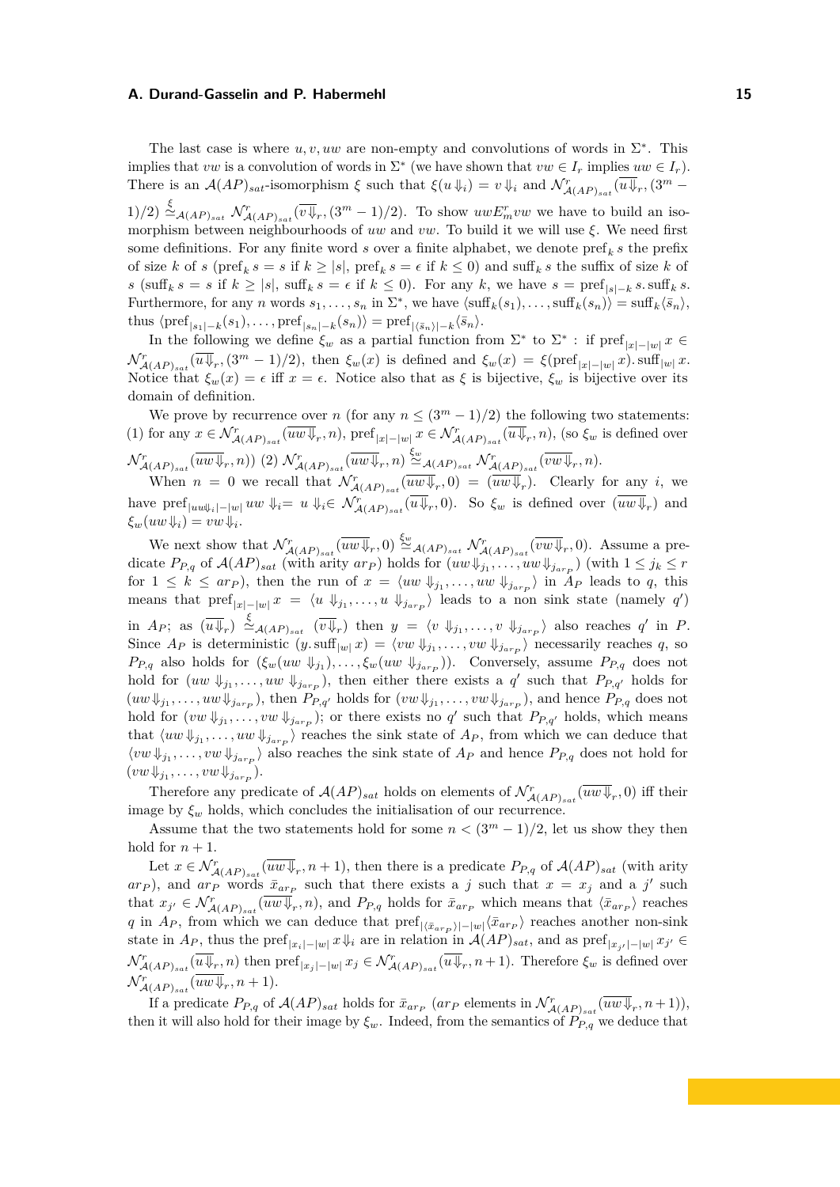The last case is where $u, v, uw$ are non-empty and convolutions of words in $\Sigma^*$. This implies that $vw$ is a convolution of words in $\Sigma^*$ (we have shown that $vw \in I_r$ implies $uw \in I_r$). There is an $\mathcal{A}(AP)_{sat}$-isomorphism $\xi$ such that $\xi(u\Downarrow_i) = v\Downarrow_i$ and $\mathcal{N}^r_{\mathcal{A}(AP)_{sat}}(\overline{u\Downarrow_r}, (3^m - 1)/2) \overset{\xi}{\simeq}_{\mathcal{A}(AP)_{sat}} \mathcal{N}^r_{\mathcal{A}(AP)_{sat}}(\overline{v\Downarrow_r}, (3^m-1)/2)$. To show $uwE^r_m vw$ we have to build an isomorphism between neighbourhoods of $uw$ and $vw$. To build it we will use $\xi$. We need first some definitions. For any finite word $s$ over a finite alphabet, we denote $\mathrm{pref}_k\, s$ the prefix of size $k$ of $s$ ($\mathrm{pref}_k\, s = s$ if $k \geq |s|$, $\mathrm{pref}_k\, s = \epsilon$ if $k \leq 0$) and $\mathrm{suff}_k\, s$ the suffix of size $k$ of $s$ ($\mathrm{suff}_k\, s = s$ if $k \geq |s|$, $\mathrm{suff}_k\, s = \epsilon$ if $k \leq 0$). For any $k$, we have $s = \mathrm{pref}_{|s|-k}\, s.\,\mathrm{suff}_k\, s$. Furthermore, for any $n$ words $s_1, \ldots, s_n$ in $\Sigma^*$, we have $\langle \mathrm{suff}_k(s_1), \ldots, \mathrm{suff}_k(s_n)\rangle = \mathrm{suff}_k\langle \bar{s}_n\rangle$, thus $\langle \mathrm{pref}_{|s_1|-k}(s_1), \ldots, \mathrm{pref}_{|s_n|-k}(s_n)\rangle = \mathrm{pref}_{|\langle \bar{s}_n\rangle|-k}\langle \bar{s}_n\rangle$.

In the following we define $\xi_w$ as a partial function from $\Sigma^*$ to $\Sigma^*$ : if $\mathrm{pref}_{|x|-|w|}\, x \in \mathcal{N}^r_{\mathcal{A}(AP)_{sat}}(\overline{u\Downarrow_r}, (3^m - 1)/2)$, then $\xi_w(x)$ is defined and $\xi_w(x) = \xi(\mathrm{pref}_{|x|-|w|}\, x).\,\mathrm{suff}_{|w|}\, x$. Notice that $\xi_w(x) = \epsilon$ iff $x = \epsilon$. Notice also that as $\xi$ is bijective, $\xi_w$ is bijective over its domain of definition.

We prove by recurrence over $n$ (for any $n \leq (3^m - 1)/2$) the following two statements: (1) for any $x \in \mathcal{N}^r_{\mathcal{A}(AP)_{sat}}(\overline{uw\Downarrow_r}, n)$, $\mathrm{pref}_{|x|-|w|}\, x \in \mathcal{N}^r_{\mathcal{A}(AP)_{sat}}(\overline{u\Downarrow_r}, n)$, (so $\xi_w$ is defined over $\mathcal{N}^r_{\mathcal{A}(AP)_{sat}}(\overline{uw\Downarrow_r}, n)$) (2) $\mathcal{N}^r_{\mathcal{A}(AP)_{sat}}(\overline{uw\Downarrow_r}, n) \overset{\xi_w}{\simeq}_{\mathcal{A}(AP)_{sat}} \mathcal{N}^r_{\mathcal{A}(AP)_{sat}}(\overline{vw\Downarrow_r}, n)$.

When $n = 0$ we recall that $\mathcal{N}^r_{\mathcal{A}(AP)_{sat}}(\overline{uw\Downarrow_r}, 0) = (\overline{uw\Downarrow_r})$. Clearly for any $i$, we have $\mathrm{pref}_{|uw\Downarrow_i|-|w|}\, uw\Downarrow_i = u\Downarrow_i \in \mathcal{N}^r_{\mathcal{A}(AP)_{sat}}(\overline{u\Downarrow_r}, 0)$. So $\xi_w$ is defined over $(\overline{uw\Downarrow_r})$ and $\xi_w(uw\Downarrow_i) = vw\Downarrow_i$.

We next show that $\mathcal{N}^r_{\mathcal{A}(AP)_{sat}}(\overline{uw\Downarrow_r}, 0) \overset{\xi_w}{\simeq}_{\mathcal{A}(AP)_{sat}} \mathcal{N}^r_{\mathcal{A}(AP)_{sat}}(\overline{vw\Downarrow_r}, 0)$. Assume a predicate $P_{P,q}$ of $\mathcal{A}(AP)_{sat}$ (with arity $ar_P$) holds for $(uw\Downarrow_{j_1}, \ldots, uw\Downarrow_{j_{ar_P}})$ (with $1 \leq j_k \leq r$ for $1 \leq k \leq ar_P$), then the run of $x = \langle uw\Downarrow_{j_1}, \ldots, uw\Downarrow_{j_{ar_P}}\rangle$ in $A_P$ leads to $q$, this means that $\mathrm{pref}_{|x|-|w|}\, x = \langle u\Downarrow_{j_1}, \ldots, u\Downarrow_{j_{ar_P}}\rangle$ leads to a non sink state (namely $q'$) in $A_P$; as $(\overline{u\Downarrow_r}) \overset{\xi}{\simeq}_{\mathcal{A}(AP)_{sat}} (\overline{v\Downarrow_r})$ then $y = \langle v\Downarrow_{j_1}, \ldots, v\Downarrow_{j_{ar_P}}\rangle$ also reaches $q'$ in $P$. Since $A_P$ is deterministic $(y.\,\mathrm{suff}_{|w|}\, x) = \langle vw\Downarrow_{j_1}, \ldots, vw\Downarrow_{j_{ar_P}}\rangle$ necessarily reaches $q$, so $P_{P,q}$ also holds for $(\xi_w(uw\Downarrow_{j_1}), \ldots, \xi_w(uw\Downarrow_{j_{ar_P}}))$. Conversely, assume $P_{P,q}$ does not hold for $(uw\Downarrow_{j_1}, \ldots, uw\Downarrow_{j_{ar_P}})$, then either there exists a $q'$ such that $P_{P,q'}$ holds for $(uw\Downarrow_{j_1}, \ldots, uw\Downarrow_{j_{ar_P}})$, then $P_{P,q'}$ holds for $(vw\Downarrow_{j_1}, \ldots, vw\Downarrow_{j_{ar_P}})$, and hence $P_{P,q}$ does not hold for $(vw\Downarrow_{j_1}, \ldots, vw\Downarrow_{j_{ar_P}})$; or there exists no $q'$ such that $P_{P,q'}$ holds, which means that $\langle uw\Downarrow_{j_1}, \ldots, uw\Downarrow_{j_{ar_P}}\rangle$ reaches the sink state of $A_P$, from which we can deduce that $\langle vw\Downarrow_{j_1}, \ldots, vw\Downarrow_{j_{ar_P}}\rangle$ also reaches the sink state of $A_P$ and hence $P_{P,q}$ does not hold for $(vw\Downarrow_{j_1}, \ldots, vw\Downarrow_{j_{ar_P}})$.

Therefore any predicate of $\mathcal{A}(AP)_{sat}$ holds on elements of $\mathcal{N}^r_{\mathcal{A}(AP)_{sat}}(\overline{uw\Downarrow_r}, 0)$ iff their image by $\xi_w$ holds, which concludes the initialisation of our recurrence.

Assume that the two statements hold for some $n < (3^m - 1)/2$, let us show they then hold for $n + 1$.

Let $x \in \mathcal{N}^r_{\mathcal{A}(AP)_{sat}}(\overline{uw\Downarrow_r}, n+1)$, then there is a predicate $P_{P,q}$ of $\mathcal{A}(AP)_{sat}$ (with arity $ar_P$), and $ar_P$ words $\bar{x}_{ar_P}$ such that there exists a $j$ such that $x = x_j$ and a $j'$ such that $x_{j'} \in \mathcal{N}^r_{\mathcal{A}(AP)_{sat}}(\overline{uw\Downarrow_r}, n)$, and $P_{P,q}$ holds for $\bar{x}_{ar_P}$ which means that $\langle \bar{x}_{ar_P}\rangle$ reaches $q$ in $A_P$, from which we can deduce that $\mathrm{pref}_{|\langle \bar{x}_{ar_P}\rangle|-|w|}\langle \bar{x}_{ar_P}\rangle$ reaches another non-sink state in $A_P$, thus the $\mathrm{pref}_{|x_i|-|w|}\, x\Downarrow_i$ are in relation in $\mathcal{A}(AP)_{sat}$, and as $\mathrm{pref}_{|x_{j'}|-|w|}\, x_{j'} \in \mathcal{N}^r_{\mathcal{A}(AP)_{sat}}(\overline{u\Downarrow_r}, n)$ then $\mathrm{pref}_{|x_j|-|w|}\, x_j \in \mathcal{N}^r_{\mathcal{A}(AP)_{sat}}(\overline{u\Downarrow_r}, n+1)$. Therefore $\xi_w$ is defined over $\mathcal{N}^r_{\mathcal{A}(AP)_{sat}}(\overline{uw\Downarrow_r}, n+1)$.

If a predicate $P_{P,q}$ of $\mathcal{A}(AP)_{sat}$ holds for $\bar{x}_{ar_P}$ ($ar_P$ elements in $\mathcal{N}^r_{\mathcal{A}(AP)_{sat}}(\overline{uw\Downarrow_r}, n+1)$), then it will also hold for their image by $\xi_w$. Indeed, from the semantics of $P_{P,q}$ we deduce that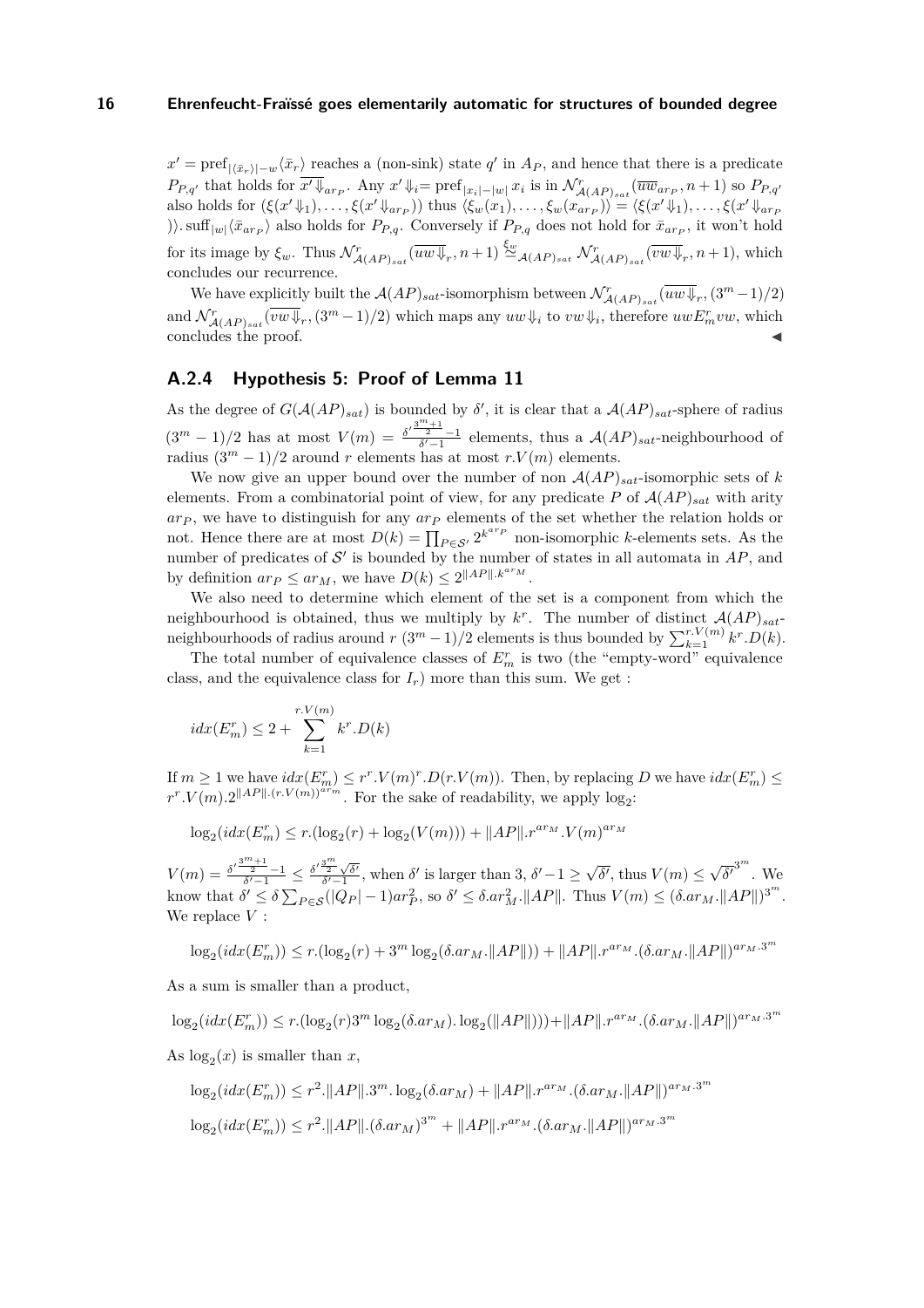$x' = \text{pref}_{|\langle \bar{x}_r \rangle| - w} \langle \bar{x}_r \rangle$ reaches a (non-sink) state $q'$ in $A_P$, and hence that there is a predicate $P_{P,q'}$ that holds for $\overline{x' \Downarrow}_{ar_P}$. Any $x' \Downarrow_i = \text{pref}_{|x_i| - |w|}\, x_i$ is in $\mathcal{N}^r_{\mathcal{A}(AP)_{sat}}(\overline{uw}_{ar_P}, n+1)$ so $P_{P,q'}$ also holds for $(\xi(x' \Downarrow_1), \ldots, \xi(x' \Downarrow_{ar_P}))$ thus $\langle \xi_w(x_1), \ldots, \xi_w(x_{ar_P}) \rangle = \langle \xi(x' \Downarrow_1), \ldots, \xi(x' \Downarrow_{ar_P}) \rangle . \text{suff}_{|w|} \langle \bar{x}_{ar_P} \rangle$ also holds for $P_{P,q}$. Conversely if $P_{P,q}$ does not hold for $\bar{x}_{ar_P}$, it won't hold for its image by $\xi_w$. Thus $\mathcal{N}^r_{\mathcal{A}(AP)_{sat}}(\overline{uw \Downarrow}_r, n+1) \overset{\xi_w}{\simeq}_{\mathcal{A}(AP)_{sat}} \mathcal{N}^r_{\mathcal{A}(AP)_{sat}}(\overline{vw \Downarrow}_r, n+1)$, which concludes our recurrence.

We have explicitly built the $\mathcal{A}(AP)_{sat}$-isomorphism between $\mathcal{N}^r_{\mathcal{A}(AP)_{sat}}(\overline{uw \Downarrow}_r, (3^m - 1)/2)$ and $\mathcal{N}^r_{\mathcal{A}(AP)_{sat}}(\overline{vw \Downarrow}_r, (3^m - 1)/2)$ which maps any $uw \Downarrow_i$ to $vw \Downarrow_i$, therefore $uw E^r_m vw$, which concludes the proof. ◀

### A.2.4 Hypothesis 5: Proof of Lemma 11

As the degree of $G(\mathcal{A}(AP)_{sat})$ is bounded by $\delta'$, it is clear that a $\mathcal{A}(AP)_{sat}$-sphere of radius $(3^m - 1)/2$ has at most $V(m) = \frac{\delta'^{\frac{3^m+1}{2}} - 1}{\delta' - 1}$ elements, thus a $\mathcal{A}(AP)_{sat}$-neighbourhood of radius $(3^m - 1)/2$ around $r$ elements has at most $r.V(m)$ elements.

We now give an upper bound over the number of non $\mathcal{A}(AP)_{sat}$-isomorphic sets of $k$ elements. From a combinatorial point of view, for any predicate $P$ of $\mathcal{A}(AP)_{sat}$ with arity $ar_P$, we have to distinguish for any $ar_P$ elements of the set whether the relation holds or not. Hence there are at most $D(k) = \prod_{P \in \mathcal{S}'} 2^{k^{ar_P}}$ non-isomorphic $k$-elements sets. As the number of predicates of $\mathcal{S}'$ is bounded by the number of states in all automata in $AP$, and by definition $ar_P \leq ar_M$, we have $D(k) \leq 2^{\|AP\|.k^{ar_M}}$.

We also need to determine which element of the set is a component from which the neighbourhood is obtained, thus we multiply by $k^r$. The number of distinct $\mathcal{A}(AP)_{sat}$-neighbourhoods of radius around $r$ $(3^m - 1)/2$ elements is thus bounded by $\sum_{k=1}^{r.V(m)} k^r.D(k)$.

The total number of equivalence classes of $E^r_m$ is two (the "empty-word" equivalence class, and the equivalence class for $I_r$) more than this sum. We get :

$$idx(E^r_m) \leq 2 + \sum_{k=1}^{r.V(m)} k^r.D(k)$$

If $m \geq 1$ we have $idx(E^r_m) \leq r^r.V(m)^r.D(r.V(m))$. Then, by replacing $D$ we have $idx(E^r_m) \leq r^r.V(m).2^{\|AP\|.(r.V(m))^{ar_m}}$. For the sake of readability, we apply $\log_2$:

$$\log_2(idx(E^r_m) \leq r.(\log_2(r) + \log_2(V(m))) + \|AP\|.r^{ar_M}.V(m)^{ar_M}$$

$V(m) = \frac{\delta'^{\frac{3^m+1}{2}} - 1}{\delta' - 1} \leq \frac{\delta'^{\frac{3^m}{2}} \sqrt{\delta'}}{\delta' - 1}$, when $\delta'$ is larger than 3, $\delta' - 1 \geq \sqrt{\delta'}$, thus $V(m) \leq \sqrt{\delta'}^{3^m}$. We know that $\delta' \leq \delta \sum_{P \in \mathcal{S}} (|Q_P| - 1) ar_P^2$, so $\delta' \leq \delta.ar_M^2.\|AP\|$. Thus $V(m) \leq (\delta.ar_M.\|AP\|)^{3^m}$. We replace $V$ :

$$\log_2(idx(E^r_m)) \leq r.(\log_2(r) + 3^m \log_2(\delta.ar_M.\|AP\|)) + \|AP\|.r^{ar_M}.(\delta.ar_M.\|AP\|)^{ar_M.3^m}$$

As a sum is smaller than a product,

$$\log_2(idx(E^r_m)) \leq r.(\log_2(r) 3^m \log_2(\delta.ar_M).\log_2(\|AP\|))) + \|AP\|.r^{ar_M}.(\delta.ar_M.\|AP\|)^{ar_M.3^m}$$

As $\log_2(x)$ is smaller than $x$,

$$\log_2(idx(E^r_m)) \leq r^2.\|AP\|.3^m.\log_2(\delta.ar_M) + \|AP\|.r^{ar_M}.(\delta.ar_M.\|AP\|)^{ar_M.3^m}$$

$$\log_2(idx(E^r_m)) \leq r^2.\|AP\|.(\delta.ar_M)^{3^m} + \|AP\|.r^{ar_M}.(\delta.ar_M.\|AP\|)^{ar_M.3^m}$$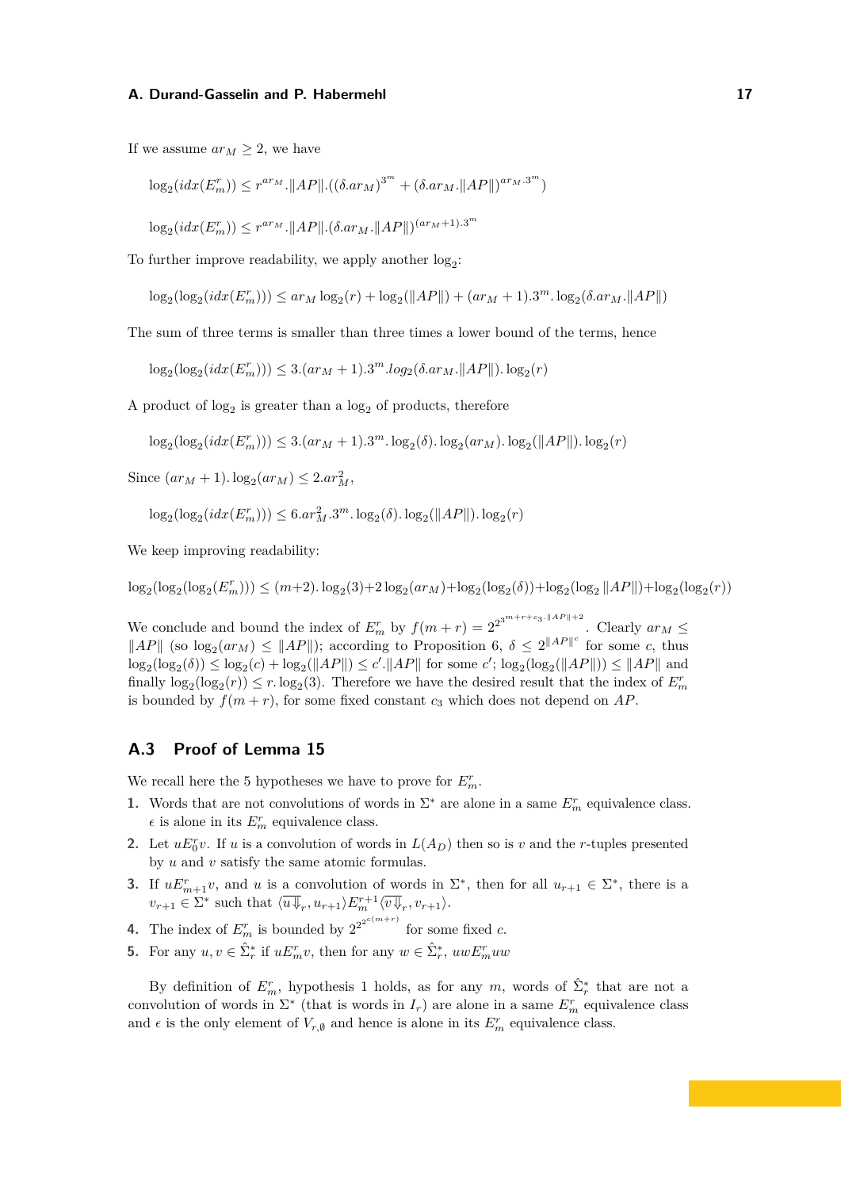If we assume $ar_M \geq 2$, we have

$$\log_2(idx(E^r_m)) \leq r^{ar_M}.\|AP\|.((\delta.ar_M)^{3^m} + (\delta.ar_M.\|AP\|)^{ar_M.3^m})$$

$$\log_2(idx(E^r_m)) \leq r^{ar_M}.\|AP\|.(\delta.ar_M.\|AP\|)^{(ar_M+1).3^m}$$

To further improve readability, we apply another $\log_2$:

$$\log_2(\log_2(idx(E^r_m))) \leq ar_M \log_2(r) + \log_2(\|AP\|) + (ar_M+1).3^m.\log_2(\delta.ar_M.\|AP\|)$$

The sum of three terms is smaller than three times a lower bound of the terms, hence

$$\log_2(\log_2(idx(E^r_m))) \leq 3.(ar_M+1).3^m.log_2(\delta.ar_M.\|AP\|).\log_2(r)$$

A product of $\log_2$ is greater than a $\log_2$ of products, therefore

$$\log_2(\log_2(idx(E^r_m))) \leq 3.(ar_M+1).3^m.\log_2(\delta).\log_2(ar_M).\log_2(\|AP\|).\log_2(r)$$

Since $(ar_M+1).\log_2(ar_M) \leq 2.ar_M^2$,

$$\log_2(\log_2(idx(E^r_m))) \leq 6.ar_M^2.3^m.\log_2(\delta).\log_2(\|AP\|).\log_2(r)$$

We keep improving readability:

$$\log_2(\log_2(\log_2(E^r_m))) \leq (m+2).\log_2(3)+2\log_2(ar_M)+\log_2(\log_2(\delta))+\log_2(\log_2\|AP\|)+\log_2(\log_2(r))$$

We conclude and bound the index of $E^r_m$ by $f(m+r) = 2^{2^{3^{m+r+c_3.\|AP\|+2}}}$. Clearly $ar_M \leq \|AP\|$ (so $\log_2(ar_M) \leq \|AP\|$); according to Proposition 6, $\delta \leq 2^{\|AP\|^c}$ for some $c$, thus $\log_2(\log_2(\delta)) \leq \log_2(c) + \log_2(\|AP\|) \leq c'.\|AP\|$ for some $c'$; $\log_2(\log_2(\|AP\|)) \leq \|AP\|$ and finally $\log_2(\log_2(r)) \leq r.\log_2(3)$. Therefore we have the desired result that the index of $E^r_m$ is bounded by $f(m+r)$, for some fixed constant $c_3$ which does not depend on $AP$.

## A.3 Proof of Lemma 15

We recall here the 5 hypotheses we have to prove for $E^r_m$.

1. Words that are not convolutions of words in $\Sigma^*$ are alone in a same $E^r_m$ equivalence class. $\epsilon$ is alone in its $E^r_m$ equivalence class.
2. Let $uE^r_0v$. If $u$ is a convolution of words in $L(A_D)$ then so is $v$ and the $r$-tuples presented by $u$ and $v$ satisfy the same atomic formulas.
3. If $uE^r_{m+1}v$, and $u$ is a convolution of words in $\Sigma^*$, then for all $u_{r+1} \in \Sigma^*$, there is a $v_{r+1} \in \Sigma^*$ such that $\langle \overline{u\Downarrow_r}, u_{r+1}\rangle E^{r+1}_m \langle \overline{v\Downarrow_r}, v_{r+1}\rangle$.
4. The index of $E^r_m$ is bounded by $2^{2^{2^{c(m+r)}}}$ for some fixed $c$.
5. For any $u, v \in \hat{\Sigma}^*_r$ if $uE^r_mv$, then for any $w \in \hat{\Sigma}^*_r$, $uwE^r_muw$

By definition of $E^r_m$, hypothesis 1 holds, as for any $m$, words of $\hat{\Sigma}^*_r$ that are not a convolution of words in $\Sigma^*$ (that is words in $I_r$) are alone in a same $E^r_m$ equivalence class and $\epsilon$ is the only element of $V_{r,\emptyset}$ and hence is alone in its $E^r_m$ equivalence class.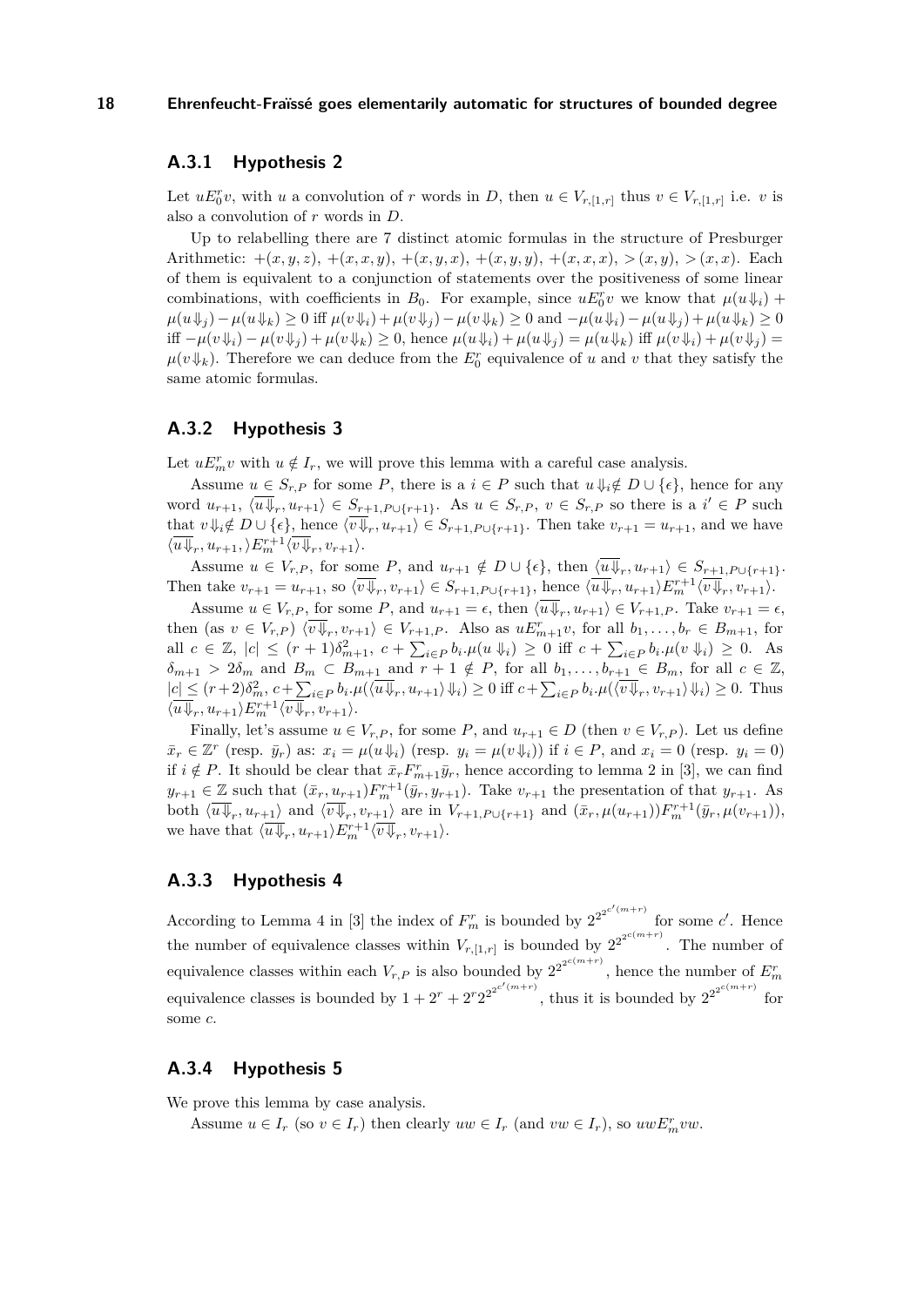### A.3.1 Hypothesis 2

Let $uE_0^r v$, with $u$ a convolution of $r$ words in $D$, then $u \in V_{r,[1,r]}$ thus $v \in V_{r,[1,r]}$ i.e. $v$ is also a convolution of $r$ words in $D$.

Up to relabelling there are 7 distinct atomic formulas in the structure of Presburger Arithmetic: $+(x,y,z)$, $+(x,x,y)$, $+(x,y,x)$, $+(x,y,y)$, $+(x,x,x)$, $>(x,y)$, $>(x,x)$. Each of them is equivalent to a conjunction of statements over the positiveness of some linear combinations, with coefficients in $B_0$. For example, since $uE_0^r v$ we know that $\mu(u\Downarrow_i) + \mu(u\Downarrow_j) - \mu(u\Downarrow_k) \geq 0$ iff $\mu(v\Downarrow_i) + \mu(v\Downarrow_j) - \mu(v\Downarrow_k) \geq 0$ and $-\mu(u\Downarrow_i) - \mu(u\Downarrow_j) + \mu(u\Downarrow_k) \geq 0$ iff $-\mu(v\Downarrow_i) - \mu(v\Downarrow_j) + \mu(v\Downarrow_k) \geq 0$, hence $\mu(u\Downarrow_i) + \mu(u\Downarrow_j) = \mu(u\Downarrow_k)$ iff $\mu(v\Downarrow_i) + \mu(v\Downarrow_j) = \mu(v\Downarrow_k)$. Therefore we can deduce from the $E_0^r$ equivalence of $u$ and $v$ that they satisfy the same atomic formulas.

### A.3.2 Hypothesis 3

Let $uE_m^r v$ with $u \notin I_r$, we will prove this lemma with a careful case analysis.

Assume $u \in S_{r,P}$ for some $P$, there is a $i \in P$ such that $u\Downarrow_i \notin D \cup \{\epsilon\}$, hence for any word $u_{r+1}$, $\langle \overline{u\Downarrow}_r, u_{r+1}\rangle \in S_{r+1,P\cup\{r+1\}}$. As $u \in S_{r,P}$, $v \in S_{r,P}$ so there is a $i' \in P$ such that $v\Downarrow_i \notin D \cup \{\epsilon\}$, hence $\langle \overline{v\Downarrow}_r, u_{r+1}\rangle \in S_{r+1,P\cup\{r+1\}}$. Then take $v_{r+1} = u_{r+1}$, and we have $\langle \overline{u\Downarrow}_r, u_{r+1}, \rangle E_m^{r+1} \langle \overline{v\Downarrow}_r, v_{r+1}\rangle$.

Assume $u \in V_{r,P}$, for some $P$, and $u_{r+1} \notin D \cup \{\epsilon\}$, then $\langle \overline{u\Downarrow}_r, u_{r+1}\rangle \in S_{r+1,P\cup\{r+1\}}$. Then take $v_{r+1} = u_{r+1}$, so $\langle \overline{v\Downarrow}_r, v_{r+1}\rangle \in S_{r+1,P\cup\{r+1\}}$, hence $\langle \overline{u\Downarrow}_r, u_{r+1}\rangle E_m^{r+1} \langle \overline{v\Downarrow}_r, v_{r+1}\rangle$.

Assume $u \in V_{r,P}$, for some $P$, and $u_{r+1} = \epsilon$, then $\langle \overline{u\Downarrow}_r, u_{r+1}\rangle \in V_{r+1,P}$. Take $v_{r+1} = \epsilon$, then (as $v \in V_{r,P}$) $\langle \overline{v\Downarrow}_r, v_{r+1}\rangle \in V_{r+1,P}$. Also as $uE_{m+1}^r v$, for all $b_1, \dots, b_r \in B_{m+1}$, for all $c \in \mathbb{Z}$, $|c| \leq (r+1)\delta_{m+1}^2$, $c + \sum_{i \in P} b_i.\mu(u\Downarrow_i) \geq 0$ iff $c + \sum_{i\in P} b_i.\mu(v\Downarrow_i) \geq 0$. As $\delta_{m+1} > 2\delta_m$ and $B_m \subset B_{m+1}$ and $r+1 \notin P$, for all $b_1, \dots, b_{r+1} \in B_m$, for all $c \in \mathbb{Z}$, $|c| \leq (r+2)\delta_m^2$, $c + \sum_{i\in P} b_i.\mu(\langle \overline{u\Downarrow}_r, u_{r+1}\rangle\Downarrow_i) \geq 0$ iff $c + \sum_{i\in P} b_i.\mu(\langle \overline{v\Downarrow}_r, v_{r+1}\rangle\Downarrow_i) \geq 0$. Thus $\langle \overline{u\Downarrow}_r, u_{r+1}\rangle E_m^{r+1} \langle \overline{v\Downarrow}_r, v_{r+1}\rangle$.

Finally, let's assume $u \in V_{r,P}$, for some $P$, and $u_{r+1} \in D$ (then $v \in V_{r,P}$). Let us define $\bar{x}_r \in \mathbb{Z}^r$ (resp. $\bar{y}_r$) as: $x_i = \mu(u\Downarrow_i)$ (resp. $y_i = \mu(v\Downarrow_i)$) if $i \in P$, and $x_i = 0$ (resp. $y_i = 0$) if $i \notin P$. It should be clear that $\bar{x}_r F_{m+1}^r \bar{y}_r$, hence according to lemma 2 in [3], we can find $y_{r+1} \in \mathbb{Z}$ such that $(\bar{x}_r, u_{r+1}) F_m^{r+1} (\bar{y}_r, y_{r+1})$. Take $v_{r+1}$ the presentation of that $y_{r+1}$. As both $\langle \overline{u\Downarrow}_r, u_{r+1}\rangle$ and $\langle \overline{v\Downarrow}_r, v_{r+1}\rangle$ are in $V_{r+1,P\cup\{r+1\}}$ and $(\bar{x}_r, \mu(u_{r+1})) F_m^{r+1} (\bar{y}_r, \mu(v_{r+1}))$, we have that $\langle \overline{u\Downarrow}_r, u_{r+1}\rangle E_m^{r+1} \langle \overline{v\Downarrow}_r, v_{r+1}\rangle$.

### A.3.3 Hypothesis 4

According to Lemma 4 in [3] the index of $F_m^r$ is bounded by $2^{2^{2^{c'(m+r)}}}$ for some $c'$. Hence the number of equivalence classes within $V_{r,[1,r]}$ is bounded by $2^{2^{2^{c(m+r)}}}$. The number of equivalence classes within each $V_{r,P}$ is also bounded by $2^{2^{2^{c(m+r)}}}$, hence the number of $E_m^r$ equivalence classes is bounded by $1 + 2^r + 2^r 2^{2^{2^{c'(m+r)}}}$, thus it is bounded by $2^{2^{2^{c(m+r)}}}$ for some $c$.

### A.3.4 Hypothesis 5

We prove this lemma by case analysis.

Assume $u \in I_r$ (so $v \in I_r$) then clearly $uw \in I_r$ (and $vw \in I_r$), so $uwE_m^r vw$.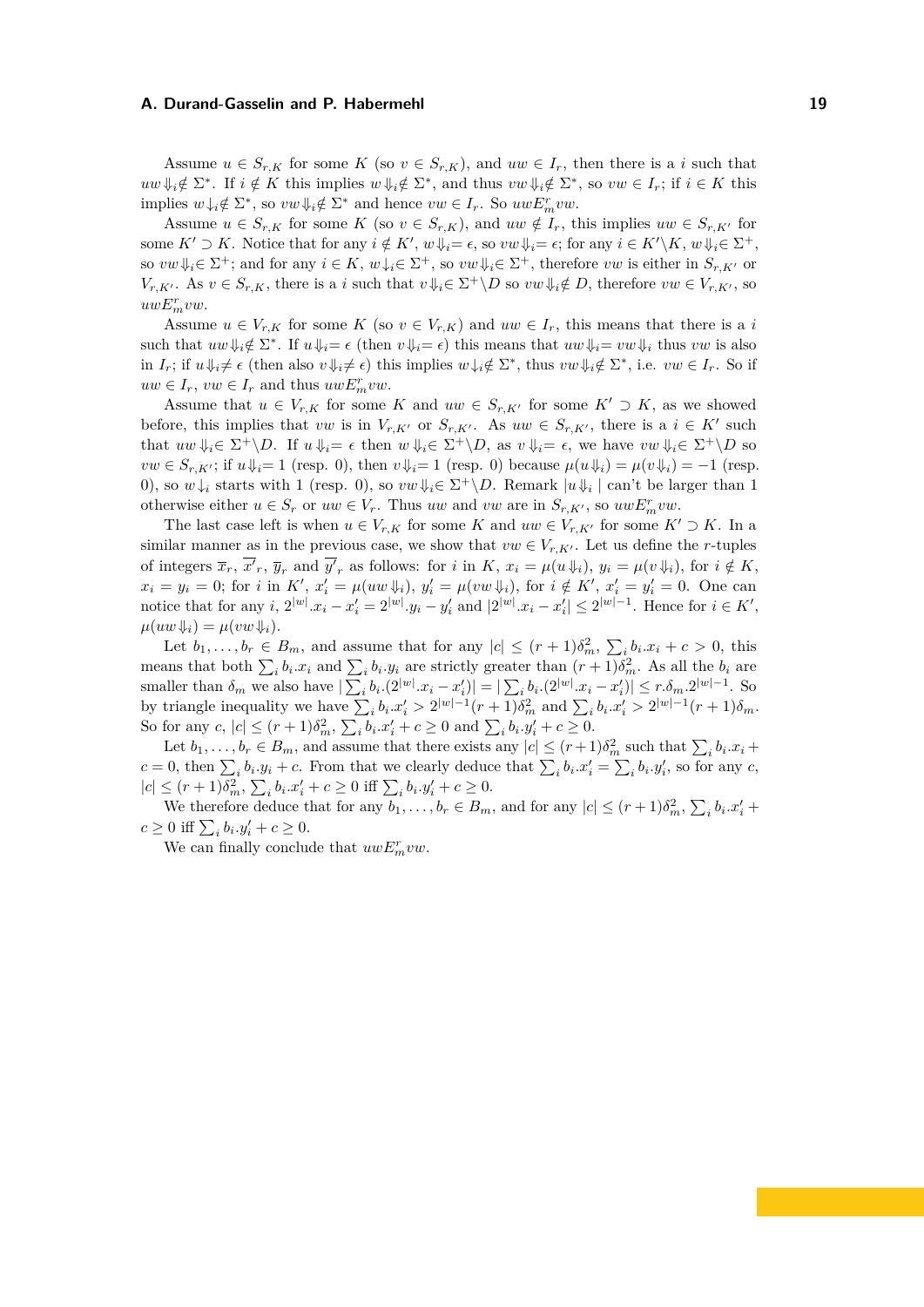Assume $u \in S_{r,K}$ for some $K$ (so $v \in S_{r,K}$), and $uw \in I_r$, then there is a $i$ such that $uw \Downarrow_i \notin \Sigma^*$. If $i \notin K$ this implies $w \Downarrow_i \notin \Sigma^*$, and thus $vw \Downarrow_i \notin \Sigma^*$, so $vw \in I_r$; if $i \in K$ this implies $w \downarrow_i \notin \Sigma^*$, so $vw \Downarrow_i \notin \Sigma^*$ and hence $vw \in I_r$. So $uwE^r_m vw$.

Assume $u \in S_{r,K}$ for some $K$ (so $v \in S_{r,K}$), and $uw \notin I_r$, this implies $uw \in S_{r,K'}$ for some $K' \supset K$. Notice that for any $i \notin K'$, $w \Downarrow_i = \epsilon$, so $vw \Downarrow_i = \epsilon$; for any $i \in K' \backslash K$, $w \Downarrow_i \in \Sigma^+$, so $vw \Downarrow_i \in \Sigma^+$; and for any $i \in K$, $w \downarrow_i \in \Sigma^+$, so $vw \Downarrow_i \in \Sigma^+$, therefore $vw$ is either in $S_{r,K'}$ or $V_{r,K'}$. As $v \in S_{r,K}$, there is a $i$ such that $v \Downarrow_i \in \Sigma^+ \backslash D$ so $vw \Downarrow_i \notin D$, therefore $vw \in V_{r,K'}$, so $uwE^r_m vw$.

Assume $u \in V_{r,K}$ for some $K$ (so $v \in V_{r,K}$) and $uw \in I_r$, this means that there is a $i$ such that $uw \Downarrow_i \notin \Sigma^*$. If $u \Downarrow_i = \epsilon$ (then $v \Downarrow_i = \epsilon$) this means that $uw \Downarrow_i = vw \Downarrow_i$ thus $vw$ is also in $I_r$; if $u \Downarrow_i \neq \epsilon$ (then also $v \Downarrow_i \neq \epsilon$) this implies $w \downarrow_i \notin \Sigma^*$, thus $vw \Downarrow_i \notin \Sigma^*$, i.e. $vw \in I_r$. So if $uw \in I_r$, $vw \in I_r$ and thus $uwE^r_m vw$.

Assume that $u \in V_{r,K}$ for some $K$ and $uw \in S_{r,K'}$ for some $K' \supset K$, as we showed before, this implies that $vw$ is in $V_{r,K'}$ or $S_{r,K'}$. As $uw \in S_{r,K'}$, there is a $i \in K'$ such that $uw \Downarrow_i \in \Sigma^+ \backslash D$. If $u \Downarrow_i = \epsilon$ then $w \Downarrow_i \in \Sigma^+ \backslash D$, as $v \Downarrow_i = \epsilon$, we have $vw \Downarrow_i \in \Sigma^+ \backslash D$ so $vw \in S_{r,K'}$; if $u \Downarrow_i = 1$ (resp. 0), then $v \Downarrow_i = 1$ (resp. 0) because $\mu(u \Downarrow_i) = \mu(v \Downarrow_i) = -1$ (resp. 0), so $w \downarrow_i$ starts with 1 (resp. 0), so $vw \Downarrow_i \in \Sigma^+ \backslash D$. Remark $|u \Downarrow_i|$ can't be larger than 1 otherwise either $u \in S_r$ or $uw \in V_r$. Thus $uw$ and $vw$ are in $S_{r,K'}$, so $uwE^r_m vw$.

The last case left is when $u \in V_{r,K}$ for some $K$ and $uw \in V_{r,K'}$ for some $K' \supset K$. In a similar manner as in the previous case, we show that $vw \in V_{r,K'}$. Let us define the $r$-tuples of integers $\overline{x}_r$, $\overline{x'}_r$, $\overline{y}_r$ and $\overline{y'}_r$ as follows: for $i$ in $K$, $x_i = \mu(u \Downarrow_i)$, $y_i = \mu(v \Downarrow_i)$, for $i \notin K$, $x_i = y_i = 0$; for $i$ in $K'$, $x'_i = \mu(uw \Downarrow_i)$, $y'_i = \mu(vw \Downarrow_i)$, for $i \notin K'$, $x'_i = y'_i = 0$. One can notice that for any $i$, $2^{|w|}.x_i - x'_i = 2^{|w|}.y_i - y'_i$ and $|2^{|w|}.x_i - x'_i| \le 2^{|w|-1}$. Hence for $i \in K'$, $\mu(uw \Downarrow_i) = \mu(vw \Downarrow_i)$.

Let $b_1, \ldots, b_r \in B_m$, and assume that for any $|c| \le (r+1)\delta^2_m$, $\sum_i b_i.x_i + c > 0$, this means that both $\sum_i b_i.x_i$ and $\sum_i b_i.y_i$ are strictly greater than $(r+1)\delta^2_m$. As all the $b_i$ are smaller than $\delta_m$ we also have $|\sum_i b_i.(2^{|w|}.x_i - x'_i)| = |\sum_i b_i.(2^{|w|}.x_i - x'_i)| \le r.\delta_m.2^{|w|-1}$. So by triangle inequality we have $\sum_i b_i.x'_i > 2^{|w|-1}(r+1)\delta^2_m$ and $\sum_i b_i.x'_i > 2^{|w|-1}(r+1)\delta_m$. So for any $c$, $|c| \le (r+1)\delta^2_m$, $\sum_i b_i.x'_i + c \ge 0$ and $\sum_i b_i.y'_i + c \ge 0$.

Let $b_1, \ldots, b_r \in B_m$, and assume that there exists any $|c| \le (r+1)\delta^2_m$ such that $\sum_i b_i.x_i + c = 0$, then $\sum_i b_i.y_i + c$. From that we clearly deduce that $\sum_i b_i.x'_i = \sum_i b_i.y'_i$, so for any $c$, $|c| \le (r+1)\delta^2_m$, $\sum_i b_i.x'_i + c \ge 0$ iff $\sum_i b_i.y'_i + c \ge 0$.

We therefore deduce that for any $b_1, \ldots, b_r \in B_m$, and for any $|c| \le (r+1)\delta^2_m$, $\sum_i b_i.x'_i + c \ge 0$ iff $\sum_i b_i.y'_i + c \ge 0$.

We can finally conclude that $uwE^r_m vw$.